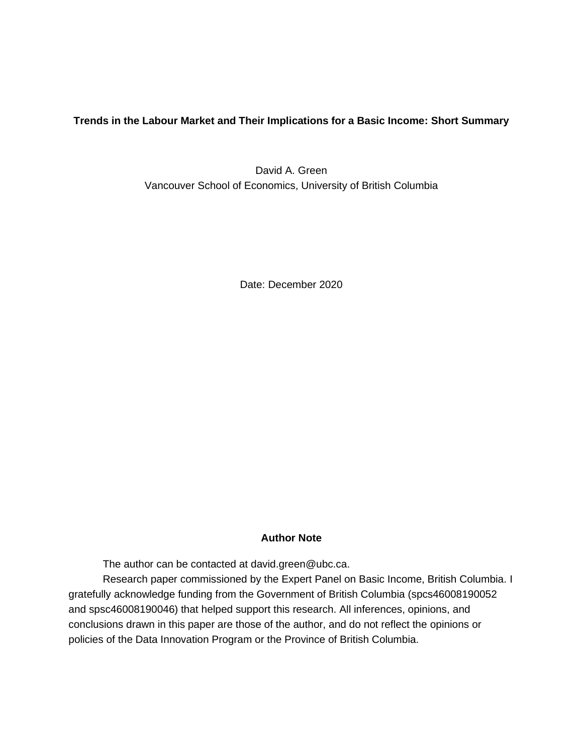# Trends in the Labour Market and Their Implications for a Basic Income: Short Summary

David A. Green

Vancouver School of Economics, University of British Columbia

Date: December 2020

**Author Note**

The author can be contacted at david.green@ubc.ca.

Research paper commissioned by the Expert Panel on Basic Income, British Columbia. I gratefully acknowledge funding from the Government of British Columbia (spcs46008190052 and spsc46008190046) that helped support this research. All inferences, opinions, and conclusions drawn in this paper are those of the author, and do not reflect the opinions or policies of the Data Innovation Program or the Province of British Columbia.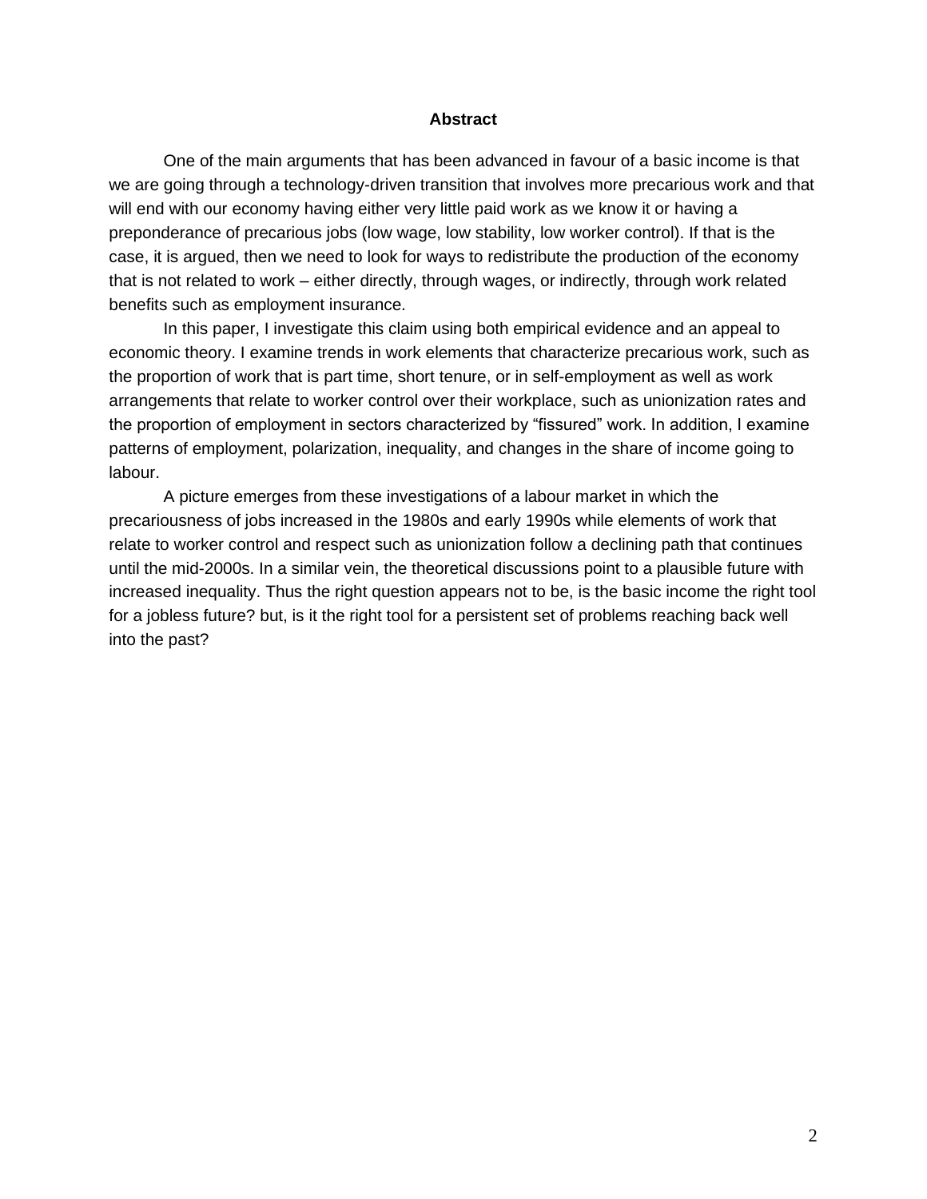**Abstract**

One of the main arguments that has been advanced in favour of a basic income is that we are going through a technology-driven transition that involves more precarious work and that will end with our economy having either very little paid work as we know it or having a preponderance of precarious jobs (low wage, low stability, low worker control). If that is the case, it is argued, then we need to look for ways to redistribute the production of the economy that is not related to work – either directly, through wages, or indirectly, through work related benefits such as employment insurance.

In this paper, I investigate this claim using both empirical evidence and an appeal to economic theory. I examine trends in work elements that characterize precarious work, such as the proportion of work that is part time, short tenure, or in self-employment as well as work arrangements that relate to worker control over their workplace, such as unionization rates and the proportion of employment in sectors characterized by "fissured" work. In addition, I examine patterns of employment, polarization, inequality, and changes in the share of income going to labour.

A picture emerges from these investigations of a labour market in which the precariousness of jobs increased in the 1980s and early 1990s while elements of work that relate to worker control and respect such as unionization follow a declining path that continues until the mid-2000s. In a similar vein, the theoretical discussions point to a plausible future with increased inequality. Thus the right question appears not to be, is the basic income the right tool for a jobless future? but, is it the right tool for a persistent set of problems reaching back well into the past?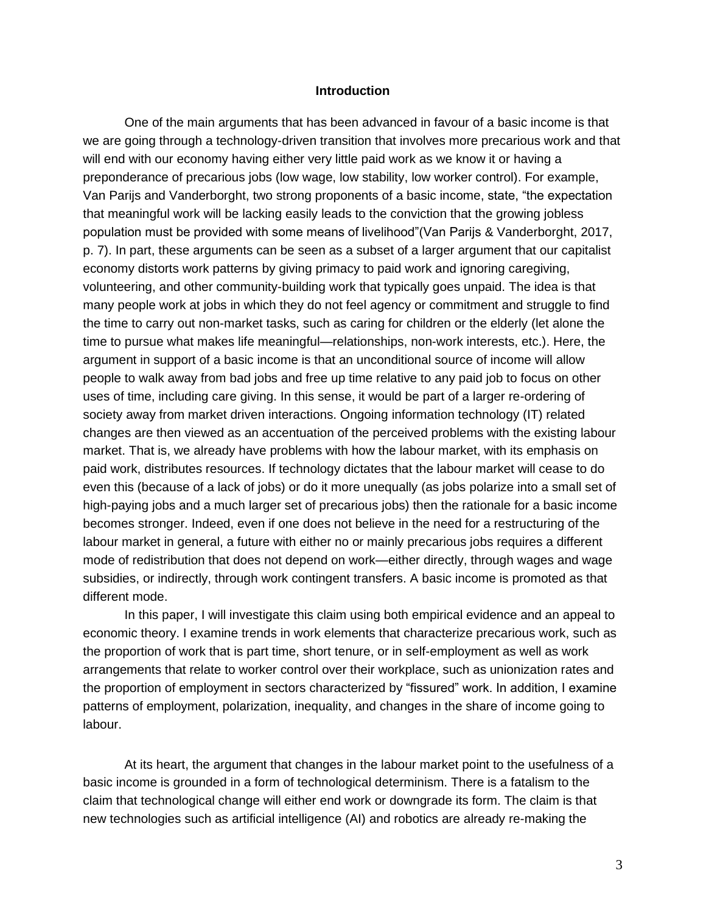## Introduction

One of the main arguments that has been advanced in favour of a basic income is that we are going through a technology-driven transition that involves more precarious work and that will end with our economy having either very little paid work as we know it or having a preponderance of precarious jobs (low wage, low stability, low worker control). For example, Van Parijs and Vanderborght, two strong proponents of a basic income, state, "the expectation that meaningful work will be lacking easily leads to the conviction that the growing jobless population must be provided with some means of livelihood"(Van Parijs & Vanderborght, 2017, p. 7). In part, these arguments can be seen as a subset of a larger argument that our capitalist economy distorts work patterns by giving primacy to paid work and ignoring caregiving, volunteering, and other community-building work that typically goes unpaid. The idea is that many people work at jobs in which they do not feel agency or commitment and struggle to find the time to carry out non-market tasks, such as caring for children or the elderly (let alone the time to pursue what makes life meaningful—relationships, non-work interests, etc.). Here, the argument in support of a basic income is that an unconditional source of income will allow people to walk away from bad jobs and free up time relative to any paid job to focus on other uses of time, including care giving. In this sense, it would be part of a larger re-ordering of society away from market driven interactions. Ongoing information technology (IT) related changes are then viewed as an accentuation of the perceived problems with the existing labour market. That is, we already have problems with how the labour market, with its emphasis on paid work, distributes resources. If technology dictates that the labour market will cease to do even this (because of a lack of jobs) or do it more unequally (as jobs polarize into a small set of high-paying jobs and a much larger set of precarious jobs) then the rationale for a basic income becomes stronger. Indeed, even if one does not believe in the need for a restructuring of the labour market in general, a future with either no or mainly precarious jobs requires a different mode of redistribution that does not depend on work—either directly, through wages and wage subsidies, or indirectly, through work contingent transfers. A basic income is promoted as that different mode.

In this paper, I will investigate this claim using both empirical evidence and an appeal to economic theory. I examine trends in work elements that characterize precarious work, such as the proportion of work that is part time, short tenure, or in self-employment as well as work arrangements that relate to worker control over their workplace, such as unionization rates and the proportion of employment in sectors characterized by "fissured" work. In addition, I examine patterns of employment, polarization, inequality, and changes in the share of income going to labour.

At its heart, the argument that changes in the labour market point to the usefulness of a basic income is grounded in a form of technological determinism. There is a fatalism to the claim that technological change will either end work or downgrade its form. The claim is that new technologies such as artificial intelligence (AI) and robotics are already re-making the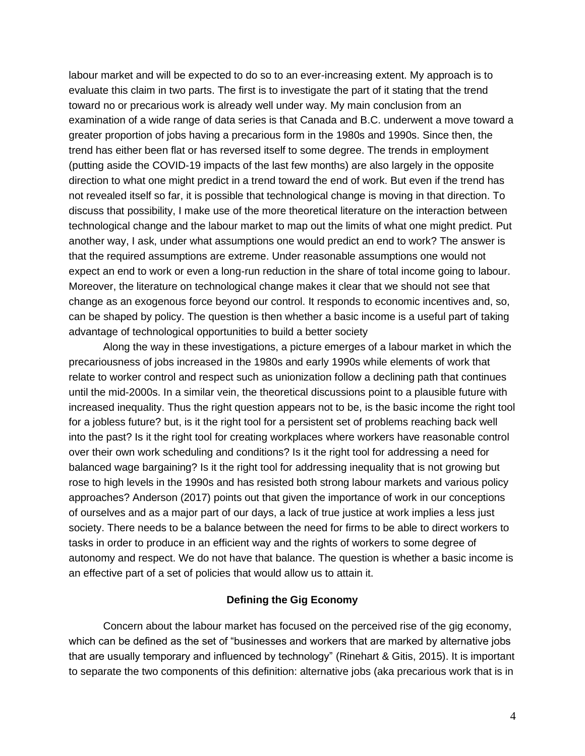labour market and will be expected to do so to an ever-increasing extent. My approach is to evaluate this claim in two parts. The first is to investigate the part of it stating that the trend toward no or precarious work is already well under way. My main conclusion from an examination of a wide range of data series is that Canada and B.C. underwent a move toward a greater proportion of jobs having a precarious form in the 1980s and 1990s. Since then, the trend has either been flat or has reversed itself to some degree. The trends in employment (putting aside the COVID-19 impacts of the last few months) are also largely in the opposite direction to what one might predict in a trend toward the end of work. But even if the trend has not revealed itself so far, it is possible that technological change is moving in that direction. To discuss that possibility, I make use of the more theoretical literature on the interaction between technological change and the labour market to map out the limits of what one might predict. Put another way, I ask, under what assumptions one would predict an end to work? The answer is that the required assumptions are extreme. Under reasonable assumptions one would not expect an end to work or even a long-run reduction in the share of total income going to labour. Moreover, the literature on technological change makes it clear that we should not see that change as an exogenous force beyond our control. It responds to economic incentives and, so, can be shaped by policy. The question is then whether a basic income is a useful part of taking advantage of technological opportunities to build a better society

Along the way in these investigations, a picture emerges of a labour market in which the precariousness of jobs increased in the 1980s and early 1990s while elements of work that relate to worker control and respect such as unionization follow a declining path that continues until the mid-2000s. In a similar vein, the theoretical discussions point to a plausible future with increased inequality. Thus the right question appears not to be, is the basic income the right tool for a jobless future? but, is it the right tool for a persistent set of problems reaching back well into the past? Is it the right tool for creating workplaces where workers have reasonable control over their own work scheduling and conditions? Is it the right tool for addressing a need for balanced wage bargaining? Is it the right tool for addressing inequality that is not growing but rose to high levels in the 1990s and has resisted both strong labour markets and various policy approaches? Anderson (2017) points out that given the importance of work in our conceptions of ourselves and as a major part of our days, a lack of true justice at work implies a less just society. There needs to be a balance between the need for firms to be able to direct workers to tasks in order to produce in an efficient way and the rights of workers to some degree of autonomy and respect. We do not have that balance. The question is whether a basic income is an effective part of a set of policies that would allow us to attain it.

## Defining the Gig Economy

Concern about the labour market has focused on the perceived rise of the gig economy, which can be defined as the set of "businesses and workers that are marked by alternative jobs that are usually temporary and influenced by technology" (Rinehart & Gitis, 2015). It is important to separate the two components of this definition: alternative jobs (aka precarious work that is in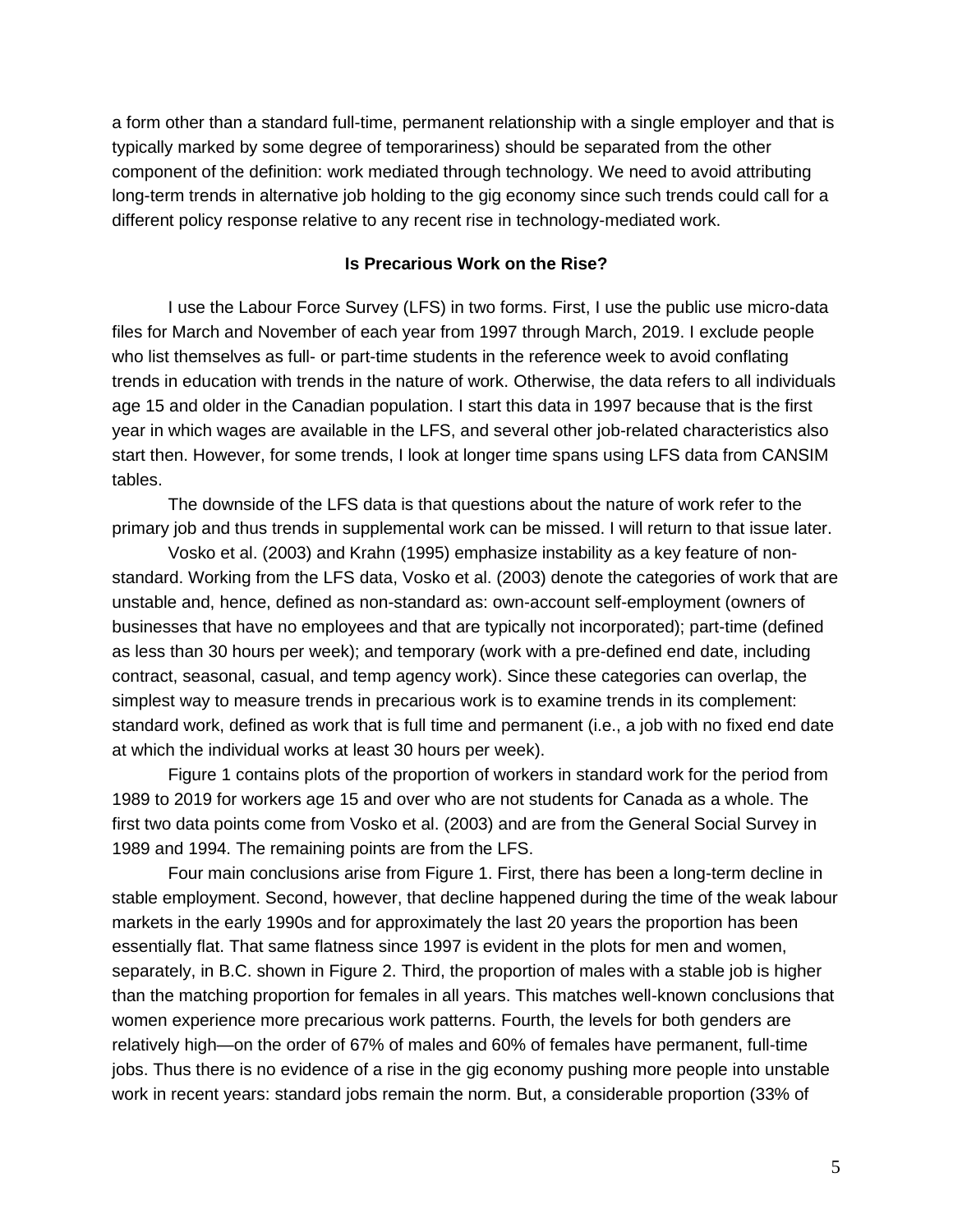a form other than a standard full-time, permanent relationship with a single employer and that is typically marked by some degree of temporariness) should be separated from the other component of the definition: work mediated through technology. We need to avoid attributing long-term trends in alternative job holding to the gig economy since such trends could call for a different policy response relative to any recent rise in technology-mediated work.

**Is Precarious Work on the Rise?**

I use the Labour Force Survey (LFS) in two forms. First, I use the public use micro-data files for March and November of each year from 1997 through March, 2019. I exclude people who list themselves as full- or part-time students in the reference week to avoid conflating trends in education with trends in the nature of work. Otherwise, the data refers to all individuals age 15 and older in the Canadian population. I start this data in 1997 because that is the first year in which wages are available in the LFS, and several other job-related characteristics also start then. However, for some trends, I look at longer time spans using LFS data from CANSIM tables.

The downside of the LFS data is that questions about the nature of work refer to the primary job and thus trends in supplemental work can be missed. I will return to that issue later.

Vosko et al. (2003) and Krahn (1995) emphasize instability as a key feature of non-standard. Working from the LFS data, Vosko et al. (2003) denote the categories of work that are unstable and, hence, defined as non-standard as: own-account self-employment (owners of businesses that have no employees and that are typically not incorporated); part-time (defined as less than 30 hours per week); and temporary (work with a pre-defined end date, including contract, seasonal, casual, and temp agency work). Since these categories can overlap, the simplest way to measure trends in precarious work is to examine trends in its complement: standard work, defined as work that is full time and permanent (i.e., a job with no fixed end date at which the individual works at least 30 hours per week).

Figure 1 contains plots of the proportion of workers in standard work for the period from 1989 to 2019 for workers age 15 and over who are not students for Canada as a whole. The first two data points come from Vosko et al. (2003) and are from the General Social Survey in 1989 and 1994. The remaining points are from the LFS.

Four main conclusions arise from Figure 1. First, there has been a long-term decline in stable employment. Second, however, that decline happened during the time of the weak labour markets in the early 1990s and for approximately the last 20 years the proportion has been essentially flat. That same flatness since 1997 is evident in the plots for men and women, separately, in B.C. shown in Figure 2. Third, the proportion of males with a stable job is higher than the matching proportion for females in all years. This matches well-known conclusions that women experience more precarious work patterns. Fourth, the levels for both genders are relatively high—on the order of 67% of males and 60% of females have permanent, full-time jobs. Thus there is no evidence of a rise in the gig economy pushing more people into unstable work in recent years: standard jobs remain the norm. But, a considerable proportion (33% of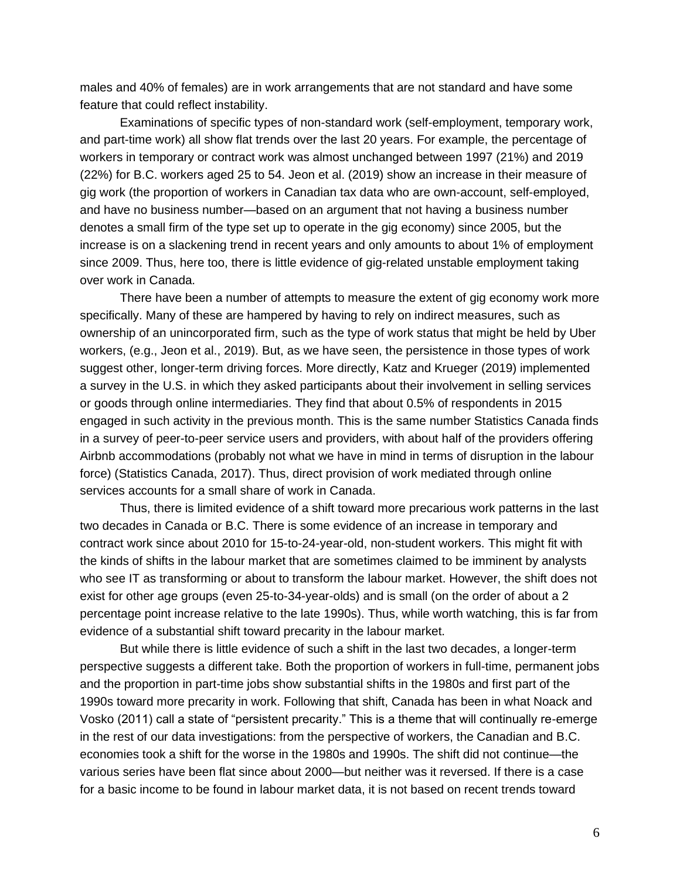males and 40% of females) are in work arrangements that are not standard and have some feature that could reflect instability.

Examinations of specific types of non-standard work (self-employment, temporary work, and part-time work) all show flat trends over the last 20 years. For example, the percentage of workers in temporary or contract work was almost unchanged between 1997 (21%) and 2019 (22%) for B.C. workers aged 25 to 54. Jeon et al. (2019) show an increase in their measure of gig work (the proportion of workers in Canadian tax data who are own-account, self-employed, and have no business number—based on an argument that not having a business number denotes a small firm of the type set up to operate in the gig economy) since 2005, but the increase is on a slackening trend in recent years and only amounts to about 1% of employment since 2009. Thus, here too, there is little evidence of gig-related unstable employment taking over work in Canada.

There have been a number of attempts to measure the extent of gig economy work more specifically. Many of these are hampered by having to rely on indirect measures, such as ownership of an unincorporated firm, such as the type of work status that might be held by Uber workers, (e.g., Jeon et al., 2019). But, as we have seen, the persistence in those types of work suggest other, longer-term driving forces. More directly, Katz and Krueger (2019) implemented a survey in the U.S. in which they asked participants about their involvement in selling services or goods through online intermediaries. They find that about 0.5% of respondents in 2015 engaged in such activity in the previous month. This is the same number Statistics Canada finds in a survey of peer-to-peer service users and providers, with about half of the providers offering Airbnb accommodations (probably not what we have in mind in terms of disruption in the labour force) (Statistics Canada, 2017). Thus, direct provision of work mediated through online services accounts for a small share of work in Canada.

Thus, there is limited evidence of a shift toward more precarious work patterns in the last two decades in Canada or B.C. There is some evidence of an increase in temporary and contract work since about 2010 for 15-to-24-year-old, non-student workers. This might fit with the kinds of shifts in the labour market that are sometimes claimed to be imminent by analysts who see IT as transforming or about to transform the labour market. However, the shift does not exist for other age groups (even 25-to-34-year-olds) and is small (on the order of about a 2 percentage point increase relative to the late 1990s). Thus, while worth watching, this is far from evidence of a substantial shift toward precarity in the labour market.

But while there is little evidence of such a shift in the last two decades, a longer-term perspective suggests a different take. Both the proportion of workers in full-time, permanent jobs and the proportion in part-time jobs show substantial shifts in the 1980s and first part of the 1990s toward more precarity in work. Following that shift, Canada has been in what Noack and Vosko (2011) call a state of "persistent precarity." This is a theme that will continually re-emerge in the rest of our data investigations: from the perspective of workers, the Canadian and B.C. economies took a shift for the worse in the 1980s and 1990s. The shift did not continue—the various series have been flat since about 2000—but neither was it reversed. If there is a case for a basic income to be found in labour market data, it is not based on recent trends toward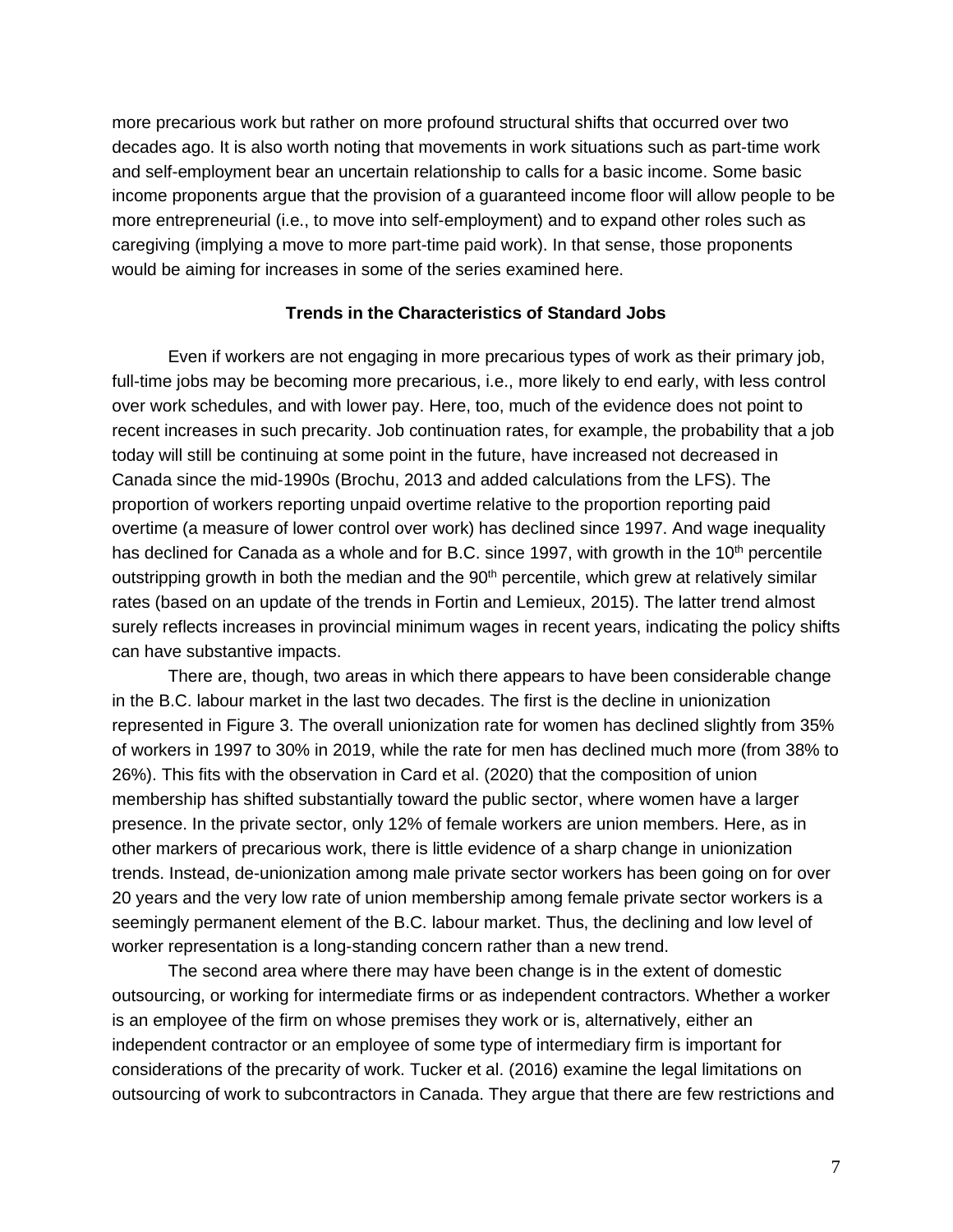more precarious work but rather on more profound structural shifts that occurred over two decades ago. It is also worth noting that movements in work situations such as part-time work and self-employment bear an uncertain relationship to calls for a basic income. Some basic income proponents argue that the provision of a guaranteed income floor will allow people to be more entrepreneurial (i.e., to move into self-employment) and to expand other roles such as caregiving (implying a move to more part-time paid work). In that sense, those proponents would be aiming for increases in some of the series examined here.

### Trends in the Characteristics of Standard Jobs

Even if workers are not engaging in more precarious types of work as their primary job, full-time jobs may be becoming more precarious, i.e., more likely to end early, with less control over work schedules, and with lower pay. Here, too, much of the evidence does not point to recent increases in such precarity. Job continuation rates, for example, the probability that a job today will still be continuing at some point in the future, have increased not decreased in Canada since the mid-1990s (Brochu, 2013 and added calculations from the LFS). The proportion of workers reporting unpaid overtime relative to the proportion reporting paid overtime (a measure of lower control over work) has declined since 1997. And wage inequality has declined for Canada as a whole and for B.C. since 1997, with growth in the 10th percentile outstripping growth in both the median and the 90th percentile, which grew at relatively similar rates (based on an update of the trends in Fortin and Lemieux, 2015). The latter trend almost surely reflects increases in provincial minimum wages in recent years, indicating the policy shifts can have substantive impacts.

There are, though, two areas in which there appears to have been considerable change in the B.C. labour market in the last two decades. The first is the decline in unionization represented in Figure 3. The overall unionization rate for women has declined slightly from 35% of workers in 1997 to 30% in 2019, while the rate for men has declined much more (from 38% to 26%). This fits with the observation in Card et al. (2020) that the composition of union membership has shifted substantially toward the public sector, where women have a larger presence. In the private sector, only 12% of female workers are union members. Here, as in other markers of precarious work, there is little evidence of a sharp change in unionization trends. Instead, de-unionization among male private sector workers has been going on for over 20 years and the very low rate of union membership among female private sector workers is a seemingly permanent element of the B.C. labour market. Thus, the declining and low level of worker representation is a long-standing concern rather than a new trend.

The second area where there may have been change is in the extent of domestic outsourcing, or working for intermediate firms or as independent contractors. Whether a worker is an employee of the firm on whose premises they work or is, alternatively, either an independent contractor or an employee of some type of intermediary firm is important for considerations of the precarity of work. Tucker et al. (2016) examine the legal limitations on outsourcing of work to subcontractors in Canada. They argue that there are few restrictions and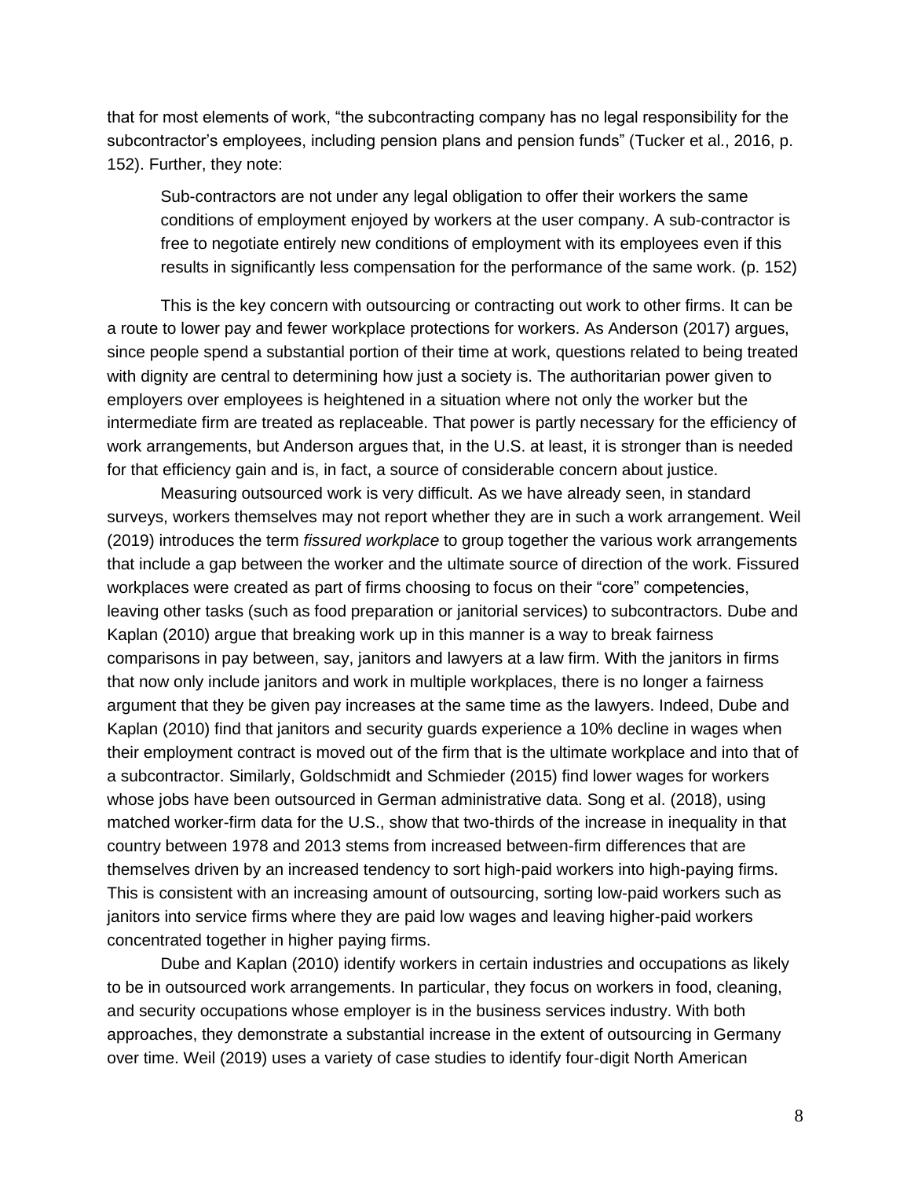that for most elements of work, "the subcontracting company has no legal responsibility for the subcontractor's employees, including pension plans and pension funds" (Tucker et al., 2016, p. 152). Further, they note:

> Sub-contractors are not under any legal obligation to offer their workers the same conditions of employment enjoyed by workers at the user company. A sub-contractor is free to negotiate entirely new conditions of employment with its employees even if this results in significantly less compensation for the performance of the same work. (p. 152)

This is the key concern with outsourcing or contracting out work to other firms. It can be a route to lower pay and fewer workplace protections for workers. As Anderson (2017) argues, since people spend a substantial portion of their time at work, questions related to being treated with dignity are central to determining how just a society is. The authoritarian power given to employers over employees is heightened in a situation where not only the worker but the intermediate firm are treated as replaceable. That power is partly necessary for the efficiency of work arrangements, but Anderson argues that, in the U.S. at least, it is stronger than is needed for that efficiency gain and is, in fact, a source of considerable concern about justice.

Measuring outsourced work is very difficult. As we have already seen, in standard surveys, workers themselves may not report whether they are in such a work arrangement. Weil (2019) introduces the term *fissured workplace* to group together the various work arrangements that include a gap between the worker and the ultimate source of direction of the work. Fissured workplaces were created as part of firms choosing to focus on their "core" competencies, leaving other tasks (such as food preparation or janitorial services) to subcontractors. Dube and Kaplan (2010) argue that breaking work up in this manner is a way to break fairness comparisons in pay between, say, janitors and lawyers at a law firm. With the janitors in firms that now only include janitors and work in multiple workplaces, there is no longer a fairness argument that they be given pay increases at the same time as the lawyers. Indeed, Dube and Kaplan (2010) find that janitors and security guards experience a 10% decline in wages when their employment contract is moved out of the firm that is the ultimate workplace and into that of a subcontractor. Similarly, Goldschmidt and Schmieder (2015) find lower wages for workers whose jobs have been outsourced in German administrative data. Song et al. (2018), using matched worker-firm data for the U.S., show that two-thirds of the increase in inequality in that country between 1978 and 2013 stems from increased between-firm differences that are themselves driven by an increased tendency to sort high-paid workers into high-paying firms. This is consistent with an increasing amount of outsourcing, sorting low-paid workers such as janitors into service firms where they are paid low wages and leaving higher-paid workers concentrated together in higher paying firms.

Dube and Kaplan (2010) identify workers in certain industries and occupations as likely to be in outsourced work arrangements. In particular, they focus on workers in food, cleaning, and security occupations whose employer is in the business services industry. With both approaches, they demonstrate a substantial increase in the extent of outsourcing in Germany over time. Weil (2019) uses a variety of case studies to identify four-digit North American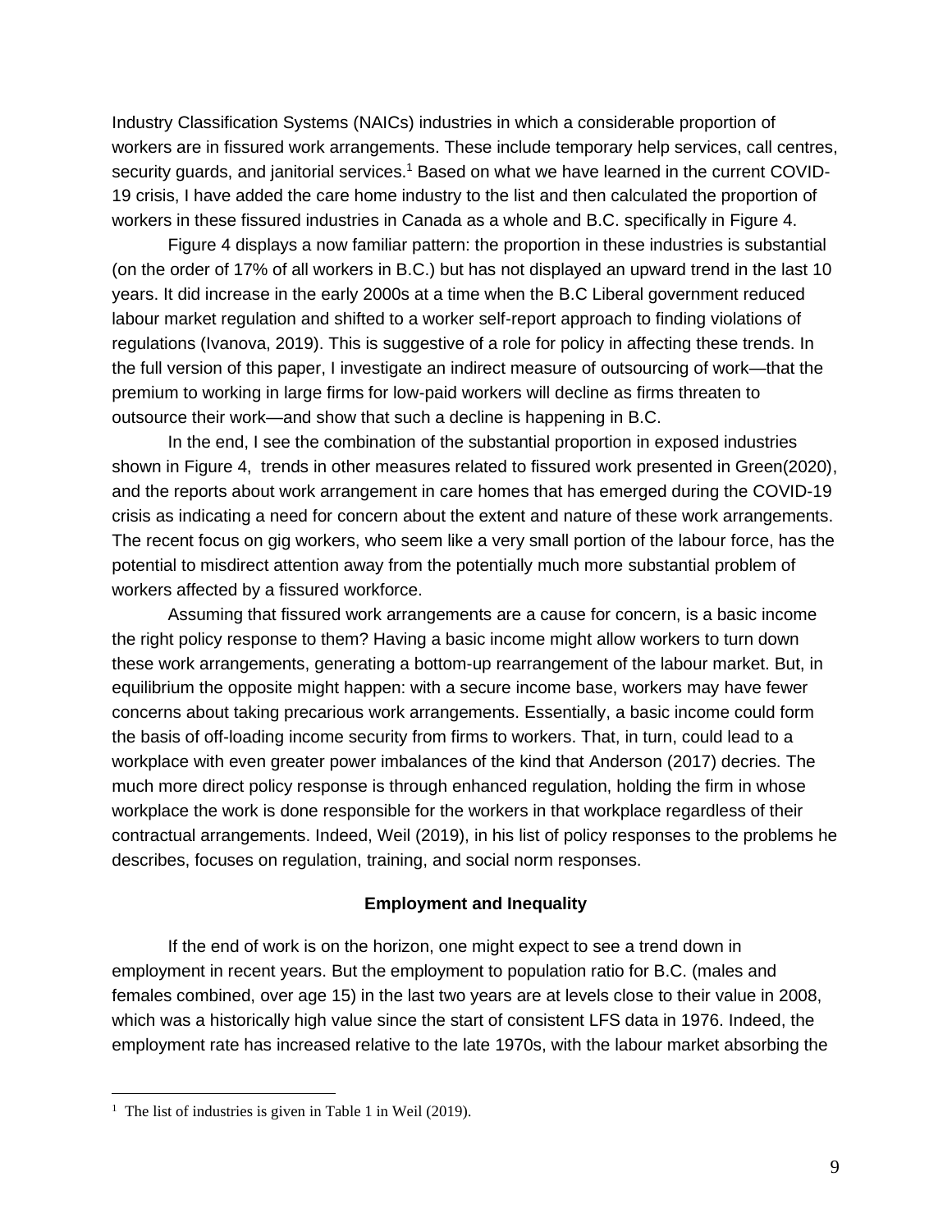Industry Classification Systems (NAICs) industries in which a considerable proportion of workers are in fissured work arrangements. These include temporary help services, call centres, security guards, and janitorial services.[1] Based on what we have learned in the current COVID-19 crisis, I have added the care home industry to the list and then calculated the proportion of workers in these fissured industries in Canada as a whole and B.C. specifically in Figure 4.

Figure 4 displays a now familiar pattern: the proportion in these industries is substantial (on the order of 17% of all workers in B.C.) but has not displayed an upward trend in the last 10 years. It did increase in the early 2000s at a time when the B.C Liberal government reduced labour market regulation and shifted to a worker self-report approach to finding violations of regulations (Ivanova, 2019). This is suggestive of a role for policy in affecting these trends. In the full version of this paper, I investigate an indirect measure of outsourcing of work—that the premium to working in large firms for low-paid workers will decline as firms threaten to outsource their work—and show that such a decline is happening in B.C.

In the end, I see the combination of the substantial proportion in exposed industries shown in Figure 4, trends in other measures related to fissured work presented in Green(2020), and the reports about work arrangement in care homes that has emerged during the COVID-19 crisis as indicating a need for concern about the extent and nature of these work arrangements. The recent focus on gig workers, who seem like a very small portion of the labour force, has the potential to misdirect attention away from the potentially much more substantial problem of workers affected by a fissured workforce.

Assuming that fissured work arrangements are a cause for concern, is a basic income the right policy response to them? Having a basic income might allow workers to turn down these work arrangements, generating a bottom-up rearrangement of the labour market. But, in equilibrium the opposite might happen: with a secure income base, workers may have fewer concerns about taking precarious work arrangements. Essentially, a basic income could form the basis of off-loading income security from firms to workers. That, in turn, could lead to a workplace with even greater power imbalances of the kind that Anderson (2017) decries. The much more direct policy response is through enhanced regulation, holding the firm in whose workplace the work is done responsible for the workers in that workplace regardless of their contractual arrangements. Indeed, Weil (2019), in his list of policy responses to the problems he describes, focuses on regulation, training, and social norm responses.

### Employment and Inequality

If the end of work is on the horizon, one might expect to see a trend down in employment in recent years. But the employment to population ratio for B.C. (males and females combined, over age 15) in the last two years are at levels close to their value in 2008, which was a historically high value since the start of consistent LFS data in 1976. Indeed, the employment rate has increased relative to the late 1970s, with the labour market absorbing the

---

[1] The list of industries is given in Table 1 in Weil (2019).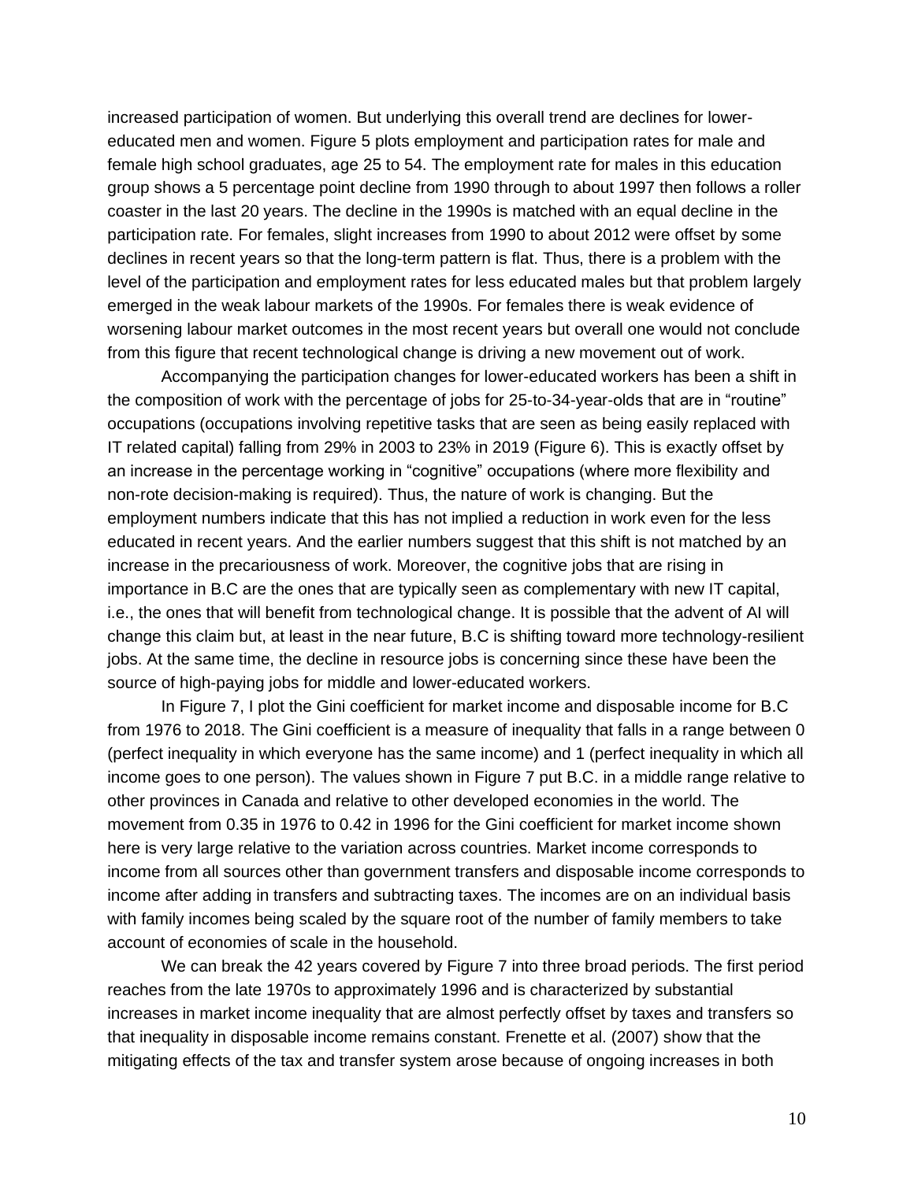increased participation of women. But underlying this overall trend are declines for lower-educated men and women. Figure 5 plots employment and participation rates for male and female high school graduates, age 25 to 54. The employment rate for males in this education group shows a 5 percentage point decline from 1990 through to about 1997 then follows a roller coaster in the last 20 years. The decline in the 1990s is matched with an equal decline in the participation rate. For females, slight increases from 1990 to about 2012 were offset by some declines in recent years so that the long-term pattern is flat. Thus, there is a problem with the level of the participation and employment rates for less educated males but that problem largely emerged in the weak labour markets of the 1990s. For females there is weak evidence of worsening labour market outcomes in the most recent years but overall one would not conclude from this figure that recent technological change is driving a new movement out of work.

Accompanying the participation changes for lower-educated workers has been a shift in the composition of work with the percentage of jobs for 25-to-34-year-olds that are in "routine" occupations (occupations involving repetitive tasks that are seen as being easily replaced with IT related capital) falling from 29% in 2003 to 23% in 2019 (Figure 6). This is exactly offset by an increase in the percentage working in "cognitive" occupations (where more flexibility and non-rote decision-making is required). Thus, the nature of work is changing. But the employment numbers indicate that this has not implied a reduction in work even for the less educated in recent years. And the earlier numbers suggest that this shift is not matched by an increase in the precariousness of work. Moreover, the cognitive jobs that are rising in importance in B.C are the ones that are typically seen as complementary with new IT capital, i.e., the ones that will benefit from technological change. It is possible that the advent of AI will change this claim but, at least in the near future, B.C is shifting toward more technology-resilient jobs. At the same time, the decline in resource jobs is concerning since these have been the source of high-paying jobs for middle and lower-educated workers.

In Figure 7, I plot the Gini coefficient for market income and disposable income for B.C from 1976 to 2018. The Gini coefficient is a measure of inequality that falls in a range between 0 (perfect inequality in which everyone has the same income) and 1 (perfect inequality in which all income goes to one person). The values shown in Figure 7 put B.C. in a middle range relative to other provinces in Canada and relative to other developed economies in the world. The movement from 0.35 in 1976 to 0.42 in 1996 for the Gini coefficient for market income shown here is very large relative to the variation across countries. Market income corresponds to income from all sources other than government transfers and disposable income corresponds to income after adding in transfers and subtracting taxes. The incomes are on an individual basis with family incomes being scaled by the square root of the number of family members to take account of economies of scale in the household.

We can break the 42 years covered by Figure 7 into three broad periods. The first period reaches from the late 1970s to approximately 1996 and is characterized by substantial increases in market income inequality that are almost perfectly offset by taxes and transfers so that inequality in disposable income remains constant. Frenette et al. (2007) show that the mitigating effects of the tax and transfer system arose because of ongoing increases in both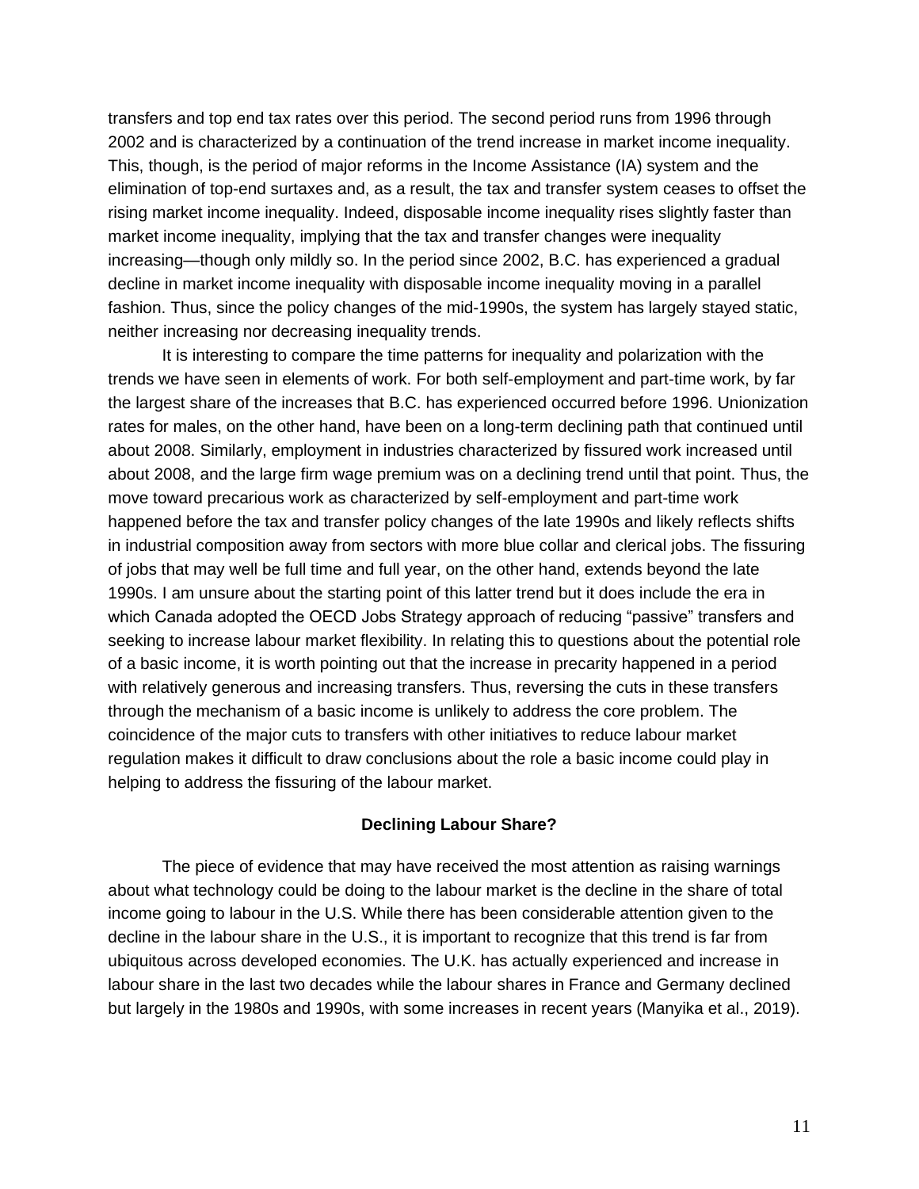transfers and top end tax rates over this period. The second period runs from 1996 through 2002 and is characterized by a continuation of the trend increase in market income inequality. This, though, is the period of major reforms in the Income Assistance (IA) system and the elimination of top-end surtaxes and, as a result, the tax and transfer system ceases to offset the rising market income inequality. Indeed, disposable income inequality rises slightly faster than market income inequality, implying that the tax and transfer changes were inequality increasing—though only mildly so. In the period since 2002, B.C. has experienced a gradual decline in market income inequality with disposable income inequality moving in a parallel fashion. Thus, since the policy changes of the mid-1990s, the system has largely stayed static, neither increasing nor decreasing inequality trends.

It is interesting to compare the time patterns for inequality and polarization with the trends we have seen in elements of work. For both self-employment and part-time work, by far the largest share of the increases that B.C. has experienced occurred before 1996. Unionization rates for males, on the other hand, have been on a long-term declining path that continued until about 2008. Similarly, employment in industries characterized by fissured work increased until about 2008, and the large firm wage premium was on a declining trend until that point. Thus, the move toward precarious work as characterized by self-employment and part-time work happened before the tax and transfer policy changes of the late 1990s and likely reflects shifts in industrial composition away from sectors with more blue collar and clerical jobs. The fissuring of jobs that may well be full time and full year, on the other hand, extends beyond the late 1990s. I am unsure about the starting point of this latter trend but it does include the era in which Canada adopted the OECD Jobs Strategy approach of reducing "passive" transfers and seeking to increase labour market flexibility. In relating this to questions about the potential role of a basic income, it is worth pointing out that the increase in precarity happened in a period with relatively generous and increasing transfers. Thus, reversing the cuts in these transfers through the mechanism of a basic income is unlikely to address the core problem. The coincidence of the major cuts to transfers with other initiatives to reduce labour market regulation makes it difficult to draw conclusions about the role a basic income could play in helping to address the fissuring of the labour market.

## Declining Labour Share?

The piece of evidence that may have received the most attention as raising warnings about what technology could be doing to the labour market is the decline in the share of total income going to labour in the U.S. While there has been considerable attention given to the decline in the labour share in the U.S., it is important to recognize that this trend is far from ubiquitous across developed economies. The U.K. has actually experienced and increase in labour share in the last two decades while the labour shares in France and Germany declined but largely in the 1980s and 1990s, with some increases in recent years (Manyika et al., 2019).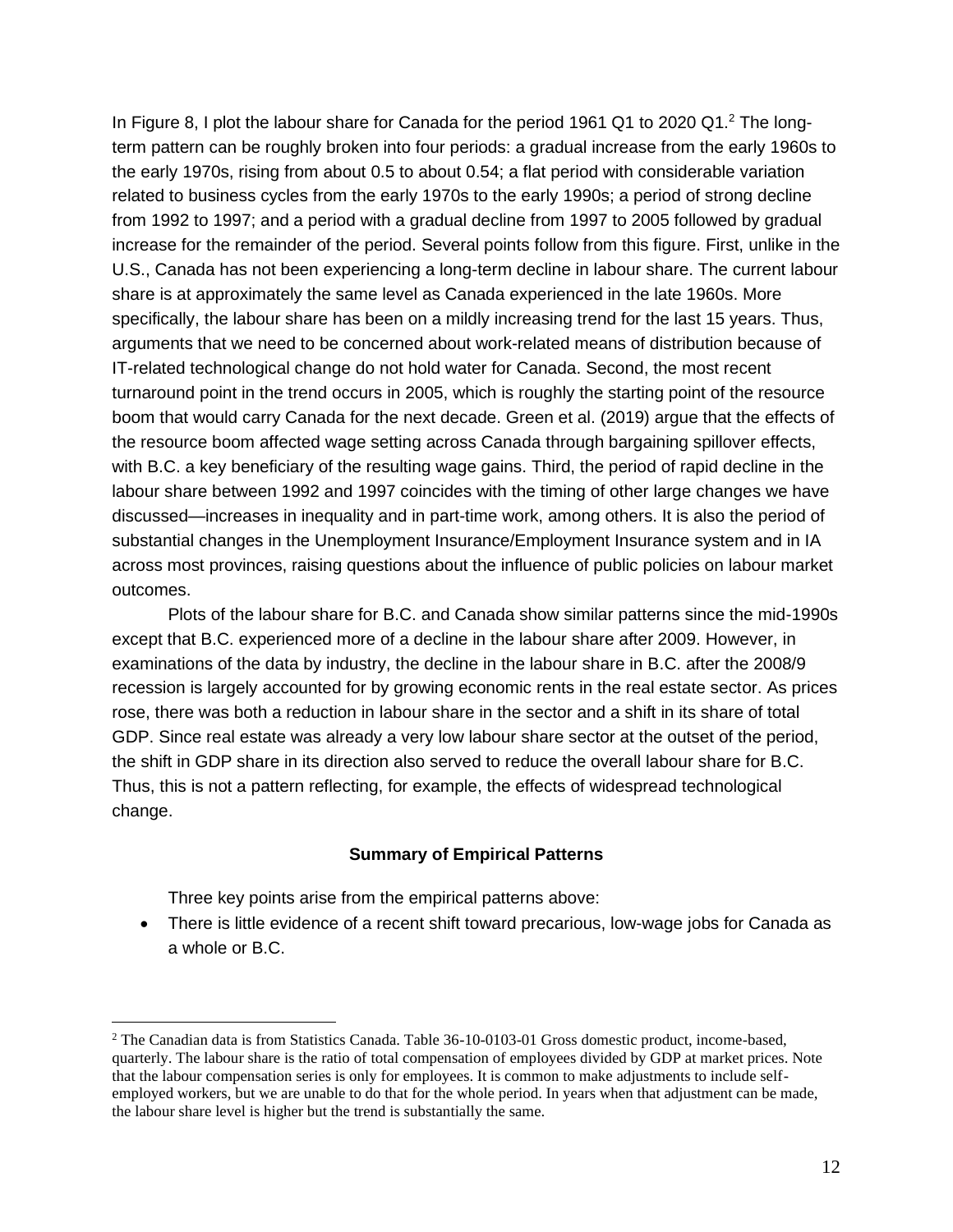In Figure 8, I plot the labour share for Canada for the period 1961 Q1 to 2020 Q1.[2] The long-term pattern can be roughly broken into four periods: a gradual increase from the early 1960s to the early 1970s, rising from about 0.5 to about 0.54; a flat period with considerable variation related to business cycles from the early 1970s to the early 1990s; a period of strong decline from 1992 to 1997; and a period with a gradual decline from 1997 to 2005 followed by gradual increase for the remainder of the period. Several points follow from this figure. First, unlike in the U.S., Canada has not been experiencing a long-term decline in labour share. The current labour share is at approximately the same level as Canada experienced in the late 1960s. More specifically, the labour share has been on a mildly increasing trend for the last 15 years. Thus, arguments that we need to be concerned about work-related means of distribution because of IT-related technological change do not hold water for Canada. Second, the most recent turnaround point in the trend occurs in 2005, which is roughly the starting point of the resource boom that would carry Canada for the next decade. Green et al. (2019) argue that the effects of the resource boom affected wage setting across Canada through bargaining spillover effects, with B.C. a key beneficiary of the resulting wage gains. Third, the period of rapid decline in the labour share between 1992 and 1997 coincides with the timing of other large changes we have discussed—increases in inequality and in part-time work, among others. It is also the period of substantial changes in the Unemployment Insurance/Employment Insurance system and in IA across most provinces, raising questions about the influence of public policies on labour market outcomes.

Plots of the labour share for B.C. and Canada show similar patterns since the mid-1990s except that B.C. experienced more of a decline in the labour share after 2009. However, in examinations of the data by industry, the decline in the labour share in B.C. after the 2008/9 recession is largely accounted for by growing economic rents in the real estate sector. As prices rose, there was both a reduction in labour share in the sector and a shift in its share of total GDP. Since real estate was already a very low labour share sector at the outset of the period, the shift in GDP share in its direction also served to reduce the overall labour share for B.C. Thus, this is not a pattern reflecting, for example, the effects of widespread technological change.

### Summary of Empirical Patterns

Three key points arise from the empirical patterns above:

- There is little evidence of a recent shift toward precarious, low-wage jobs for Canada as a whole or B.C.

[2] The Canadian data is from Statistics Canada. Table 36-10-0103-01 Gross domestic product, income-based, quarterly. The labour share is the ratio of total compensation of employees divided by GDP at market prices. Note that the labour compensation series is only for employees. It is common to make adjustments to include self-employed workers, but we are unable to do that for the whole period. In years when that adjustment can be made, the labour share level is higher but the trend is substantially the same.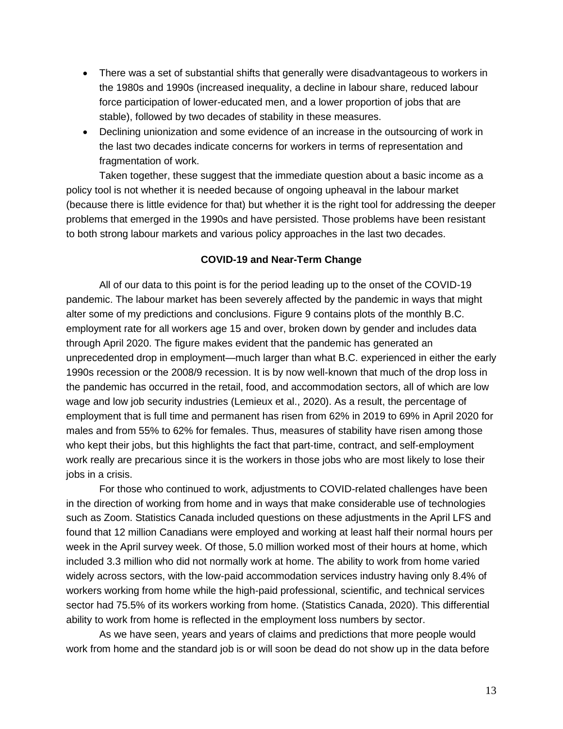- There was a set of substantial shifts that generally were disadvantageous to workers in the 1980s and 1990s (increased inequality, a decline in labour share, reduced labour force participation of lower-educated men, and a lower proportion of jobs that are stable), followed by two decades of stability in these measures.
- Declining unionization and some evidence of an increase in the outsourcing of work in the last two decades indicate concerns for workers in terms of representation and fragmentation of work.

Taken together, these suggest that the immediate question about a basic income as a policy tool is not whether it is needed because of ongoing upheaval in the labour market (because there is little evidence for that) but whether it is the right tool for addressing the deeper problems that emerged in the 1990s and have persisted. Those problems have been resistant to both strong labour markets and various policy approaches in the last two decades.

**COVID-19 and Near-Term Change**

All of our data to this point is for the period leading up to the onset of the COVID-19 pandemic. The labour market has been severely affected by the pandemic in ways that might alter some of my predictions and conclusions. Figure 9 contains plots of the monthly B.C. employment rate for all workers age 15 and over, broken down by gender and includes data through April 2020. The figure makes evident that the pandemic has generated an unprecedented drop in employment—much larger than what B.C. experienced in either the early 1990s recession or the 2008/9 recession. It is by now well-known that much of the drop loss in the pandemic has occurred in the retail, food, and accommodation sectors, all of which are low wage and low job security industries (Lemieux et al., 2020). As a result, the percentage of employment that is full time and permanent has risen from 62% in 2019 to 69% in April 2020 for males and from 55% to 62% for females. Thus, measures of stability have risen among those who kept their jobs, but this highlights the fact that part-time, contract, and self-employment work really are precarious since it is the workers in those jobs who are most likely to lose their jobs in a crisis.

For those who continued to work, adjustments to COVID-related challenges have been in the direction of working from home and in ways that make considerable use of technologies such as Zoom. Statistics Canada included questions on these adjustments in the April LFS and found that 12 million Canadians were employed and working at least half their normal hours per week in the April survey week. Of those, 5.0 million worked most of their hours at home, which included 3.3 million who did not normally work at home. The ability to work from home varied widely across sectors, with the low-paid accommodation services industry having only 8.4% of workers working from home while the high-paid professional, scientific, and technical services sector had 75.5% of its workers working from home. (Statistics Canada, 2020). This differential ability to work from home is reflected in the employment loss numbers by sector.

As we have seen, years and years of claims and predictions that more people would work from home and the standard job is or will soon be dead do not show up in the data before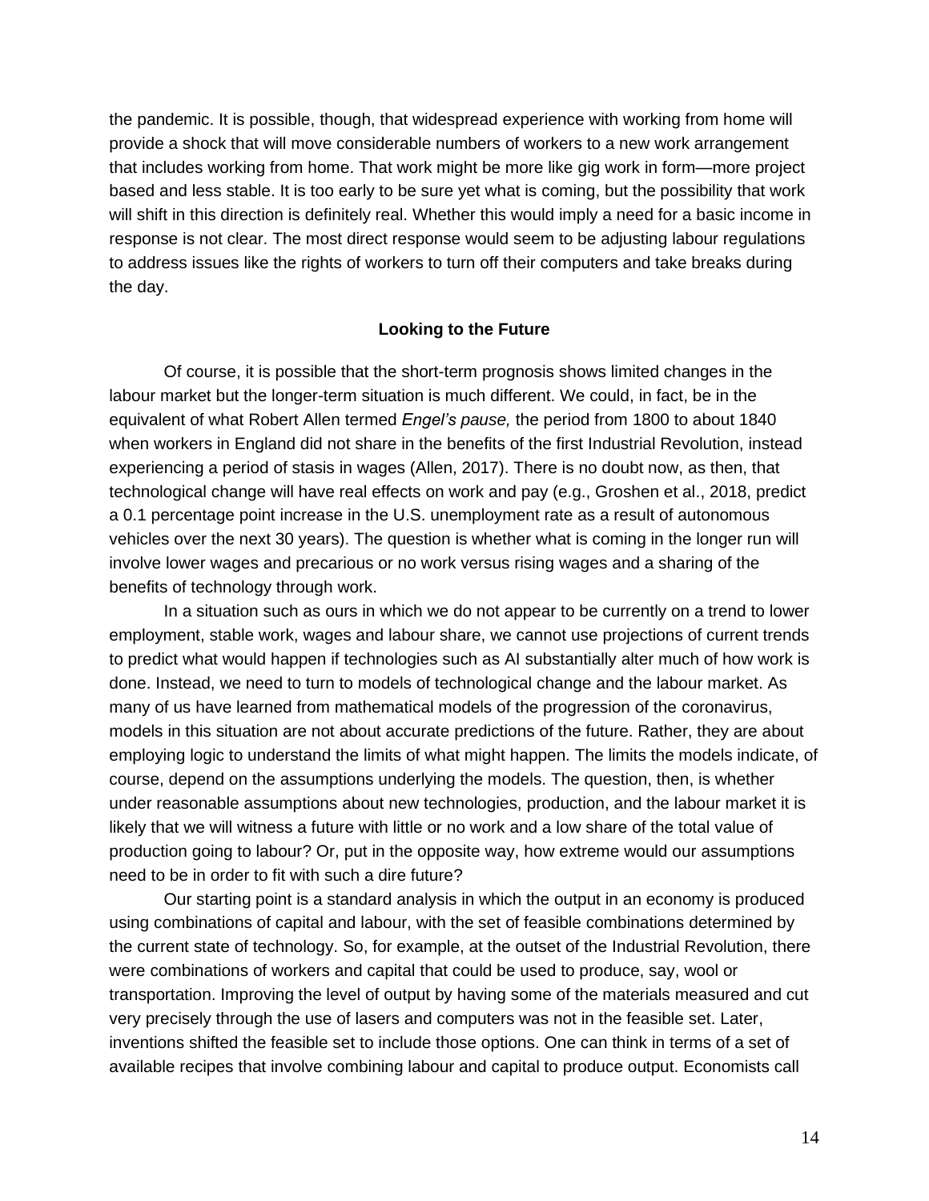the pandemic. It is possible, though, that widespread experience with working from home will provide a shock that will move considerable numbers of workers to a new work arrangement that includes working from home. That work might be more like gig work in form—more project based and less stable. It is too early to be sure yet what is coming, but the possibility that work will shift in this direction is definitely real. Whether this would imply a need for a basic income in response is not clear. The most direct response would seem to be adjusting labour regulations to address issues like the rights of workers to turn off their computers and take breaks during the day.

## Looking to the Future

Of course, it is possible that the short-term prognosis shows limited changes in the labour market but the longer-term situation is much different. We could, in fact, be in the equivalent of what Robert Allen termed *Engel's pause,* the period from 1800 to about 1840 when workers in England did not share in the benefits of the first Industrial Revolution, instead experiencing a period of stasis in wages (Allen, 2017). There is no doubt now, as then, that technological change will have real effects on work and pay (e.g., Groshen et al., 2018, predict a 0.1 percentage point increase in the U.S. unemployment rate as a result of autonomous vehicles over the next 30 years). The question is whether what is coming in the longer run will involve lower wages and precarious or no work versus rising wages and a sharing of the benefits of technology through work.

In a situation such as ours in which we do not appear to be currently on a trend to lower employment, stable work, wages and labour share, we cannot use projections of current trends to predict what would happen if technologies such as AI substantially alter much of how work is done. Instead, we need to turn to models of technological change and the labour market. As many of us have learned from mathematical models of the progression of the coronavirus, models in this situation are not about accurate predictions of the future. Rather, they are about employing logic to understand the limits of what might happen. The limits the models indicate, of course, depend on the assumptions underlying the models. The question, then, is whether under reasonable assumptions about new technologies, production, and the labour market it is likely that we will witness a future with little or no work and a low share of the total value of production going to labour? Or, put in the opposite way, how extreme would our assumptions need to be in order to fit with such a dire future?

Our starting point is a standard analysis in which the output in an economy is produced using combinations of capital and labour, with the set of feasible combinations determined by the current state of technology. So, for example, at the outset of the Industrial Revolution, there were combinations of workers and capital that could be used to produce, say, wool or transportation. Improving the level of output by having some of the materials measured and cut very precisely through the use of lasers and computers was not in the feasible set. Later, inventions shifted the feasible set to include those options. One can think in terms of a set of available recipes that involve combining labour and capital to produce output. Economists call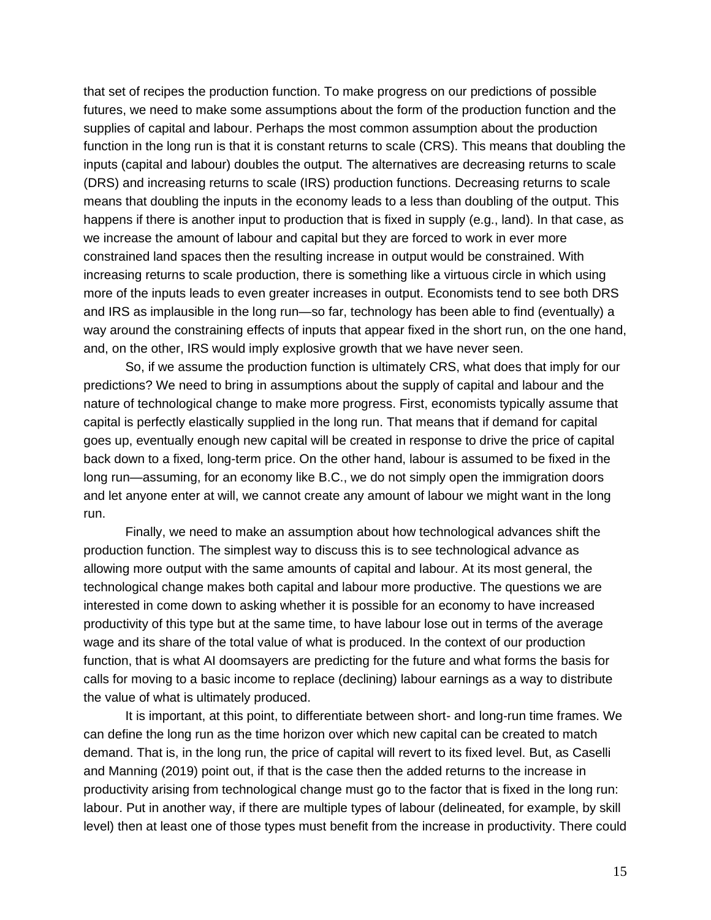that set of recipes the production function. To make progress on our predictions of possible futures, we need to make some assumptions about the form of the production function and the supplies of capital and labour. Perhaps the most common assumption about the production function in the long run is that it is constant returns to scale (CRS). This means that doubling the inputs (capital and labour) doubles the output. The alternatives are decreasing returns to scale (DRS) and increasing returns to scale (IRS) production functions. Decreasing returns to scale means that doubling the inputs in the economy leads to a less than doubling of the output. This happens if there is another input to production that is fixed in supply (e.g., land). In that case, as we increase the amount of labour and capital but they are forced to work in ever more constrained land spaces then the resulting increase in output would be constrained. With increasing returns to scale production, there is something like a virtuous circle in which using more of the inputs leads to even greater increases in output. Economists tend to see both DRS and IRS as implausible in the long run—so far, technology has been able to find (eventually) a way around the constraining effects of inputs that appear fixed in the short run, on the one hand, and, on the other, IRS would imply explosive growth that we have never seen.

So, if we assume the production function is ultimately CRS, what does that imply for our predictions? We need to bring in assumptions about the supply of capital and labour and the nature of technological change to make more progress. First, economists typically assume that capital is perfectly elastically supplied in the long run. That means that if demand for capital goes up, eventually enough new capital will be created in response to drive the price of capital back down to a fixed, long-term price. On the other hand, labour is assumed to be fixed in the long run—assuming, for an economy like B.C., we do not simply open the immigration doors and let anyone enter at will, we cannot create any amount of labour we might want in the long run.

Finally, we need to make an assumption about how technological advances shift the production function. The simplest way to discuss this is to see technological advance as allowing more output with the same amounts of capital and labour. At its most general, the technological change makes both capital and labour more productive. The questions we are interested in come down to asking whether it is possible for an economy to have increased productivity of this type but at the same time, to have labour lose out in terms of the average wage and its share of the total value of what is produced. In the context of our production function, that is what AI doomsayers are predicting for the future and what forms the basis for calls for moving to a basic income to replace (declining) labour earnings as a way to distribute the value of what is ultimately produced.

It is important, at this point, to differentiate between short- and long-run time frames. We can define the long run as the time horizon over which new capital can be created to match demand. That is, in the long run, the price of capital will revert to its fixed level. But, as Caselli and Manning (2019) point out, if that is the case then the added returns to the increase in productivity arising from technological change must go to the factor that is fixed in the long run: labour. Put in another way, if there are multiple types of labour (delineated, for example, by skill level) then at least one of those types must benefit from the increase in productivity. There could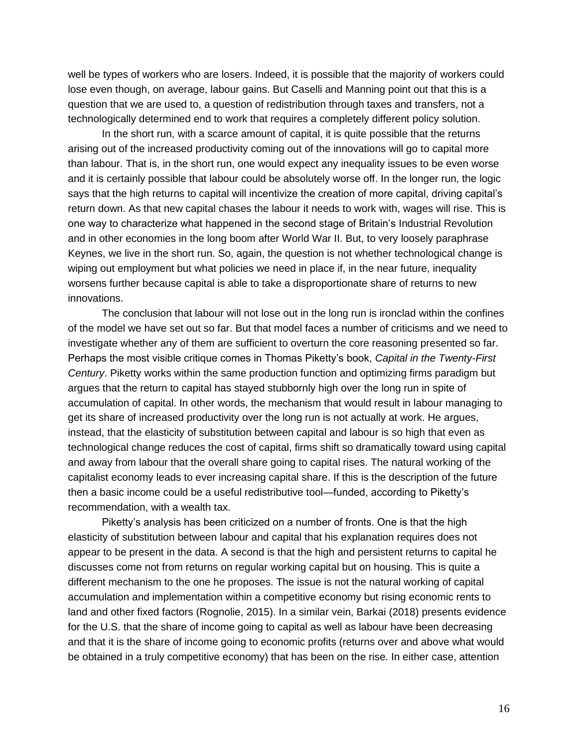well be types of workers who are losers. Indeed, it is possible that the majority of workers could lose even though, on average, labour gains. But Caselli and Manning point out that this is a question that we are used to, a question of redistribution through taxes and transfers, not a technologically determined end to work that requires a completely different policy solution.

In the short run, with a scarce amount of capital, it is quite possible that the returns arising out of the increased productivity coming out of the innovations will go to capital more than labour. That is, in the short run, one would expect any inequality issues to be even worse and it is certainly possible that labour could be absolutely worse off. In the longer run, the logic says that the high returns to capital will incentivize the creation of more capital, driving capital's return down. As that new capital chases the labour it needs to work with, wages will rise. This is one way to characterize what happened in the second stage of Britain's Industrial Revolution and in other economies in the long boom after World War II. But, to very loosely paraphrase Keynes, we live in the short run. So, again, the question is not whether technological change is wiping out employment but what policies we need in place if, in the near future, inequality worsens further because capital is able to take a disproportionate share of returns to new innovations.

The conclusion that labour will not lose out in the long run is ironclad within the confines of the model we have set out so far. But that model faces a number of criticisms and we need to investigate whether any of them are sufficient to overturn the core reasoning presented so far. Perhaps the most visible critique comes in Thomas Piketty's book, *Capital in the Twenty-First Century*. Piketty works within the same production function and optimizing firms paradigm but argues that the return to capital has stayed stubbornly high over the long run in spite of accumulation of capital. In other words, the mechanism that would result in labour managing to get its share of increased productivity over the long run is not actually at work. He argues, instead, that the elasticity of substitution between capital and labour is so high that even as technological change reduces the cost of capital, firms shift so dramatically toward using capital and away from labour that the overall share going to capital rises. The natural working of the capitalist economy leads to ever increasing capital share. If this is the description of the future then a basic income could be a useful redistributive tool—funded, according to Piketty's recommendation, with a wealth tax.

Piketty's analysis has been criticized on a number of fronts. One is that the high elasticity of substitution between labour and capital that his explanation requires does not appear to be present in the data. A second is that the high and persistent returns to capital he discusses come not from returns on regular working capital but on housing. This is quite a different mechanism to the one he proposes. The issue is not the natural working of capital accumulation and implementation within a competitive economy but rising economic rents to land and other fixed factors (Rognolie, 2015). In a similar vein, Barkai (2018) presents evidence for the U.S. that the share of income going to capital as well as labour have been decreasing and that it is the share of income going to economic profits (returns over and above what would be obtained in a truly competitive economy) that has been on the rise. In either case, attention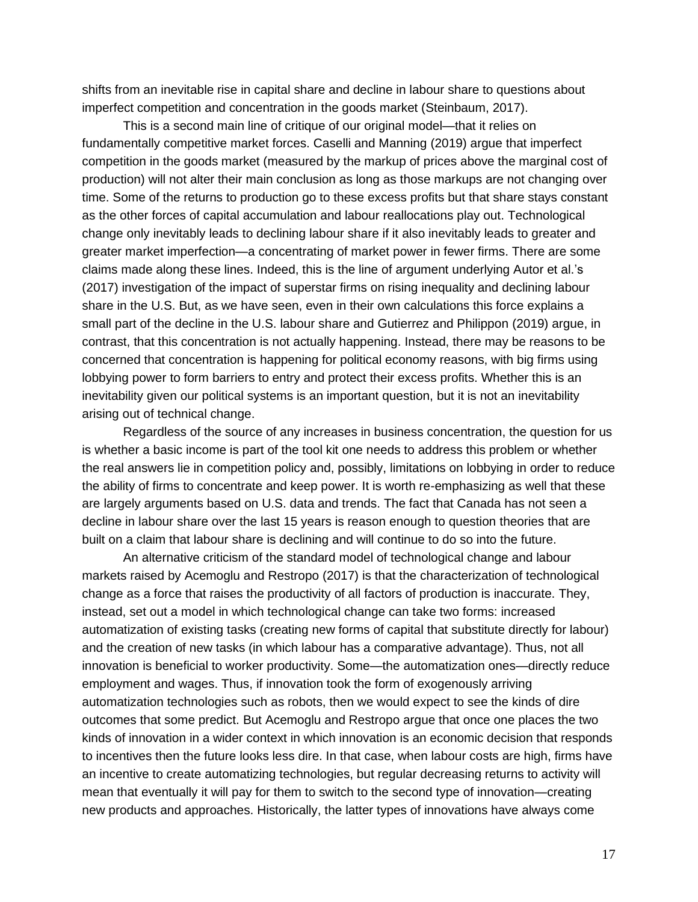shifts from an inevitable rise in capital share and decline in labour share to questions about imperfect competition and concentration in the goods market (Steinbaum, 2017).

This is a second main line of critique of our original model—that it relies on fundamentally competitive market forces. Caselli and Manning (2019) argue that imperfect competition in the goods market (measured by the markup of prices above the marginal cost of production) will not alter their main conclusion as long as those markups are not changing over time. Some of the returns to production go to these excess profits but that share stays constant as the other forces of capital accumulation and labour reallocations play out. Technological change only inevitably leads to declining labour share if it also inevitably leads to greater and greater market imperfection—a concentrating of market power in fewer firms. There are some claims made along these lines. Indeed, this is the line of argument underlying Autor et al.'s (2017) investigation of the impact of superstar firms on rising inequality and declining labour share in the U.S. But, as we have seen, even in their own calculations this force explains a small part of the decline in the U.S. labour share and Gutierrez and Philippon (2019) argue, in contrast, that this concentration is not actually happening. Instead, there may be reasons to be concerned that concentration is happening for political economy reasons, with big firms using lobbying power to form barriers to entry and protect their excess profits. Whether this is an inevitability given our political systems is an important question, but it is not an inevitability arising out of technical change.

Regardless of the source of any increases in business concentration, the question for us is whether a basic income is part of the tool kit one needs to address this problem or whether the real answers lie in competition policy and, possibly, limitations on lobbying in order to reduce the ability of firms to concentrate and keep power. It is worth re-emphasizing as well that these are largely arguments based on U.S. data and trends. The fact that Canada has not seen a decline in labour share over the last 15 years is reason enough to question theories that are built on a claim that labour share is declining and will continue to do so into the future.

An alternative criticism of the standard model of technological change and labour markets raised by Acemoglu and Restropo (2017) is that the characterization of technological change as a force that raises the productivity of all factors of production is inaccurate. They, instead, set out a model in which technological change can take two forms: increased automatization of existing tasks (creating new forms of capital that substitute directly for labour) and the creation of new tasks (in which labour has a comparative advantage). Thus, not all innovation is beneficial to worker productivity. Some—the automatization ones—directly reduce employment and wages. Thus, if innovation took the form of exogenously arriving automatization technologies such as robots, then we would expect to see the kinds of dire outcomes that some predict. But Acemoglu and Restropo argue that once one places the two kinds of innovation in a wider context in which innovation is an economic decision that responds to incentives then the future looks less dire. In that case, when labour costs are high, firms have an incentive to create automatizing technologies, but regular decreasing returns to activity will mean that eventually it will pay for them to switch to the second type of innovation—creating new products and approaches. Historically, the latter types of innovations have always come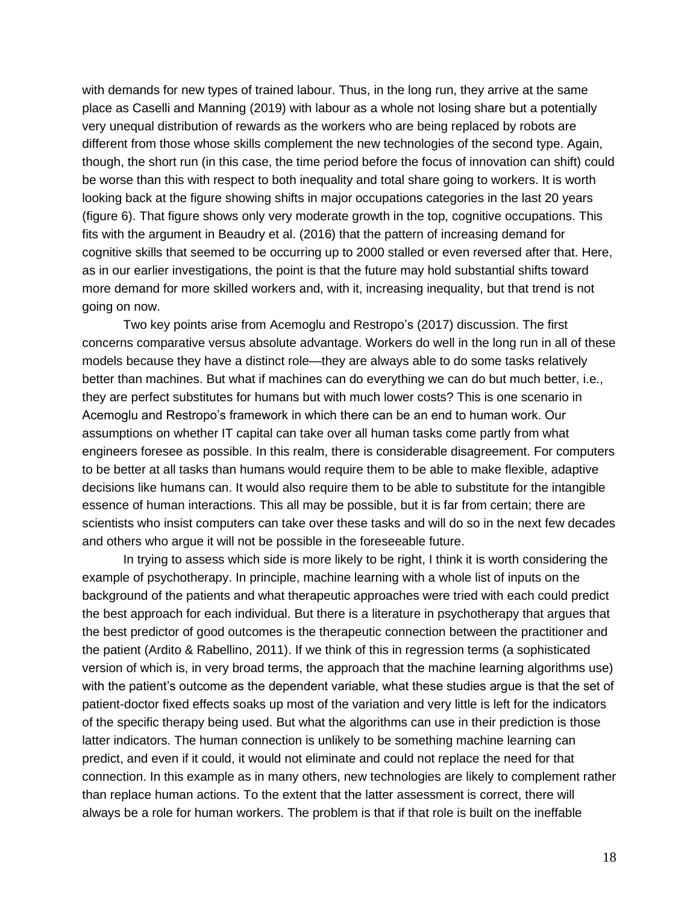with demands for new types of trained labour. Thus, in the long run, they arrive at the same place as Caselli and Manning (2019) with labour as a whole not losing share but a potentially very unequal distribution of rewards as the workers who are being replaced by robots are different from those whose skills complement the new technologies of the second type. Again, though, the short run (in this case, the time period before the focus of innovation can shift) could be worse than this with respect to both inequality and total share going to workers. It is worth looking back at the figure showing shifts in major occupations categories in the last 20 years (figure 6). That figure shows only very moderate growth in the top, cognitive occupations. This fits with the argument in Beaudry et al. (2016) that the pattern of increasing demand for cognitive skills that seemed to be occurring up to 2000 stalled or even reversed after that. Here, as in our earlier investigations, the point is that the future may hold substantial shifts toward more demand for more skilled workers and, with it, increasing inequality, but that trend is not going on now.

Two key points arise from Acemoglu and Restropo's (2017) discussion. The first concerns comparative versus absolute advantage. Workers do well in the long run in all of these models because they have a distinct role—they are always able to do some tasks relatively better than machines. But what if machines can do everything we can do but much better, i.e., they are perfect substitutes for humans but with much lower costs? This is one scenario in Acemoglu and Restropo's framework in which there can be an end to human work. Our assumptions on whether IT capital can take over all human tasks come partly from what engineers foresee as possible. In this realm, there is considerable disagreement. For computers to be better at all tasks than humans would require them to be able to make flexible, adaptive decisions like humans can. It would also require them to be able to substitute for the intangible essence of human interactions. This all may be possible, but it is far from certain; there are scientists who insist computers can take over these tasks and will do so in the next few decades and others who argue it will not be possible in the foreseeable future.

In trying to assess which side is more likely to be right, I think it is worth considering the example of psychotherapy. In principle, machine learning with a whole list of inputs on the background of the patients and what therapeutic approaches were tried with each could predict the best approach for each individual. But there is a literature in psychotherapy that argues that the best predictor of good outcomes is the therapeutic connection between the practitioner and the patient (Ardito & Rabellino, 2011). If we think of this in regression terms (a sophisticated version of which is, in very broad terms, the approach that the machine learning algorithms use) with the patient's outcome as the dependent variable, what these studies argue is that the set of patient-doctor fixed effects soaks up most of the variation and very little is left for the indicators of the specific therapy being used. But what the algorithms can use in their prediction is those latter indicators. The human connection is unlikely to be something machine learning can predict, and even if it could, it would not eliminate and could not replace the need for that connection. In this example as in many others, new technologies are likely to complement rather than replace human actions. To the extent that the latter assessment is correct, there will always be a role for human workers. The problem is that if that role is built on the ineffable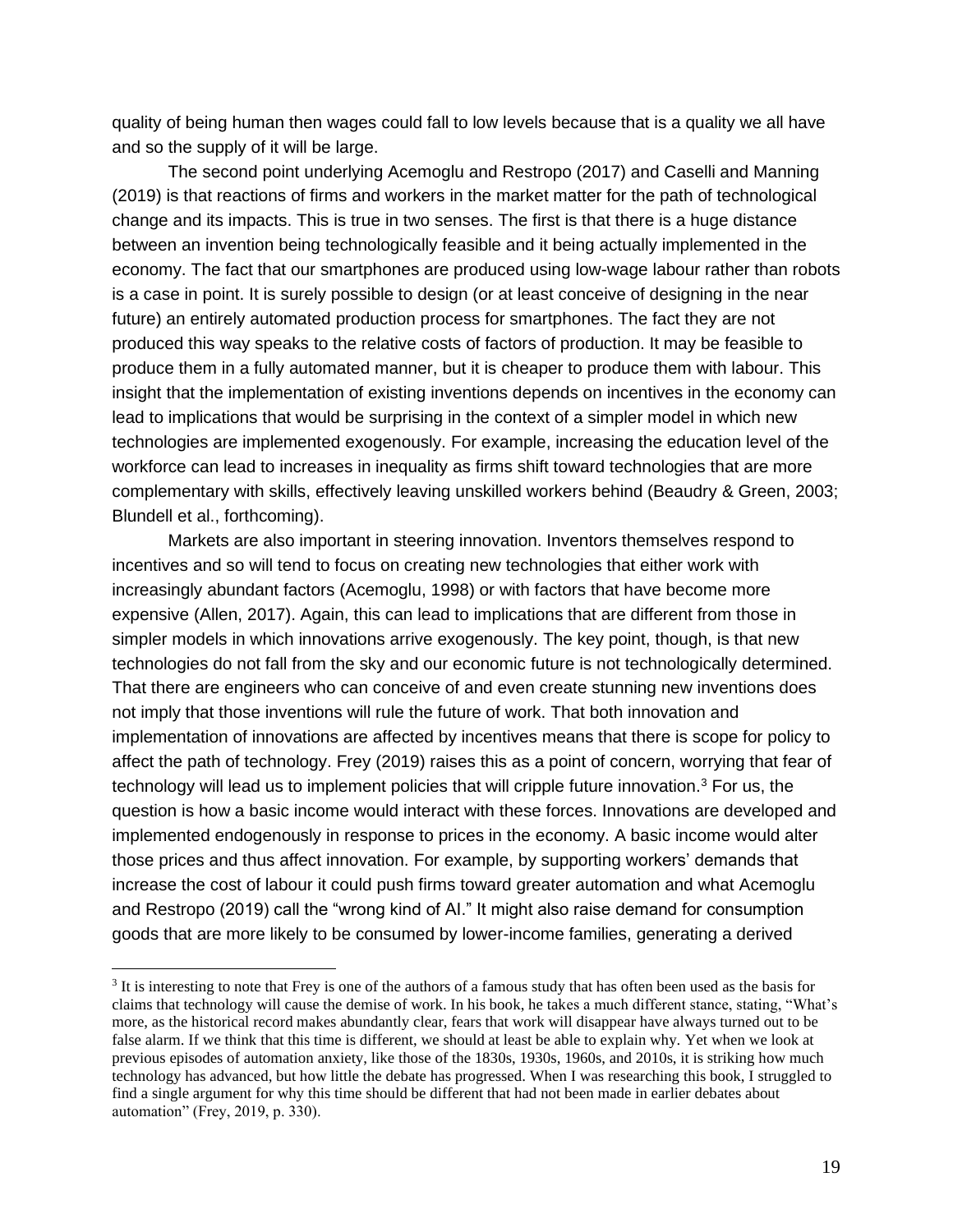quality of being human then wages could fall to low levels because that is a quality we all have and so the supply of it will be large.

The second point underlying Acemoglu and Restropo (2017) and Caselli and Manning (2019) is that reactions of firms and workers in the market matter for the path of technological change and its impacts. This is true in two senses. The first is that there is a huge distance between an invention being technologically feasible and it being actually implemented in the economy. The fact that our smartphones are produced using low-wage labour rather than robots is a case in point. It is surely possible to design (or at least conceive of designing in the near future) an entirely automated production process for smartphones. The fact they are not produced this way speaks to the relative costs of factors of production. It may be feasible to produce them in a fully automated manner, but it is cheaper to produce them with labour. This insight that the implementation of existing inventions depends on incentives in the economy can lead to implications that would be surprising in the context of a simpler model in which new technologies are implemented exogenously. For example, increasing the education level of the workforce can lead to increases in inequality as firms shift toward technologies that are more complementary with skills, effectively leaving unskilled workers behind (Beaudry & Green, 2003; Blundell et al., forthcoming).

Markets are also important in steering innovation. Inventors themselves respond to incentives and so will tend to focus on creating new technologies that either work with increasingly abundant factors (Acemoglu, 1998) or with factors that have become more expensive (Allen, 2017). Again, this can lead to implications that are different from those in simpler models in which innovations arrive exogenously. The key point, though, is that new technologies do not fall from the sky and our economic future is not technologically determined. That there are engineers who can conceive of and even create stunning new inventions does not imply that those inventions will rule the future of work. That both innovation and implementation of innovations are affected by incentives means that there is scope for policy to affect the path of technology. Frey (2019) raises this as a point of concern, worrying that fear of technology will lead us to implement policies that will cripple future innovation.[3] For us, the question is how a basic income would interact with these forces. Innovations are developed and implemented endogenously in response to prices in the economy. A basic income would alter those prices and thus affect innovation. For example, by supporting workers' demands that increase the cost of labour it could push firms toward greater automation and what Acemoglu and Restropo (2019) call the "wrong kind of AI." It might also raise demand for consumption goods that are more likely to be consumed by lower-income families, generating a derived

[3] It is interesting to note that Frey is one of the authors of a famous study that has often been used as the basis for claims that technology will cause the demise of work. In his book, he takes a much different stance, stating, "What's more, as the historical record makes abundantly clear, fears that work will disappear have always turned out to be false alarm. If we think that this time is different, we should at least be able to explain why. Yet when we look at previous episodes of automation anxiety, like those of the 1830s, 1930s, 1960s, and 2010s, it is striking how much technology has advanced, but how little the debate has progressed. When I was researching this book, I struggled to find a single argument for why this time should be different that had not been made in earlier debates about automation" (Frey, 2019, p. 330).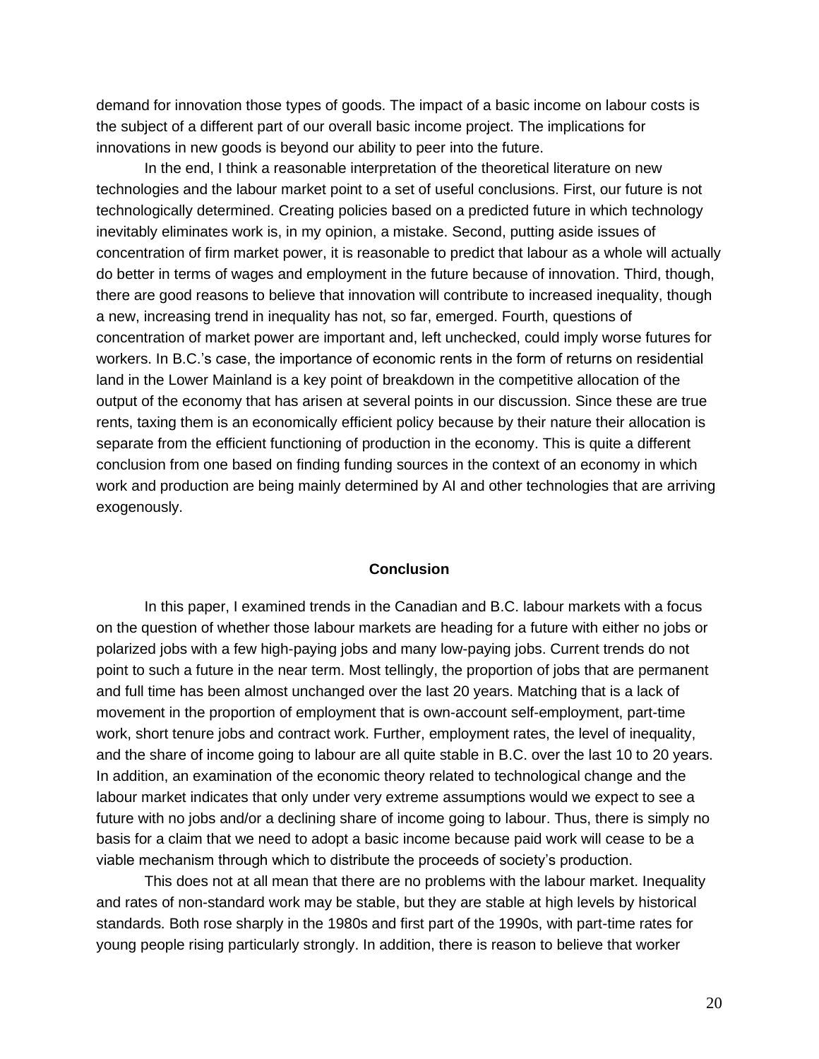demand for innovation those types of goods. The impact of a basic income on labour costs is the subject of a different part of our overall basic income project. The implications for innovations in new goods is beyond our ability to peer into the future.

In the end, I think a reasonable interpretation of the theoretical literature on new technologies and the labour market point to a set of useful conclusions. First, our future is not technologically determined. Creating policies based on a predicted future in which technology inevitably eliminates work is, in my opinion, a mistake. Second, putting aside issues of concentration of firm market power, it is reasonable to predict that labour as a whole will actually do better in terms of wages and employment in the future because of innovation. Third, though, there are good reasons to believe that innovation will contribute to increased inequality, though a new, increasing trend in inequality has not, so far, emerged. Fourth, questions of concentration of market power are important and, left unchecked, could imply worse futures for workers. In B.C.'s case, the importance of economic rents in the form of returns on residential land in the Lower Mainland is a key point of breakdown in the competitive allocation of the output of the economy that has arisen at several points in our discussion. Since these are true rents, taxing them is an economically efficient policy because by their nature their allocation is separate from the efficient functioning of production in the economy. This is quite a different conclusion from one based on finding funding sources in the context of an economy in which work and production are being mainly determined by AI and other technologies that are arriving exogenously.

## Conclusion

In this paper, I examined trends in the Canadian and B.C. labour markets with a focus on the question of whether those labour markets are heading for a future with either no jobs or polarized jobs with a few high-paying jobs and many low-paying jobs. Current trends do not point to such a future in the near term. Most tellingly, the proportion of jobs that are permanent and full time has been almost unchanged over the last 20 years. Matching that is a lack of movement in the proportion of employment that is own-account self-employment, part-time work, short tenure jobs and contract work. Further, employment rates, the level of inequality, and the share of income going to labour are all quite stable in B.C. over the last 10 to 20 years. In addition, an examination of the economic theory related to technological change and the labour market indicates that only under very extreme assumptions would we expect to see a future with no jobs and/or a declining share of income going to labour. Thus, there is simply no basis for a claim that we need to adopt a basic income because paid work will cease to be a viable mechanism through which to distribute the proceeds of society's production.

This does not at all mean that there are no problems with the labour market. Inequality and rates of non-standard work may be stable, but they are stable at high levels by historical standards. Both rose sharply in the 1980s and first part of the 1990s, with part-time rates for young people rising particularly strongly. In addition, there is reason to believe that worker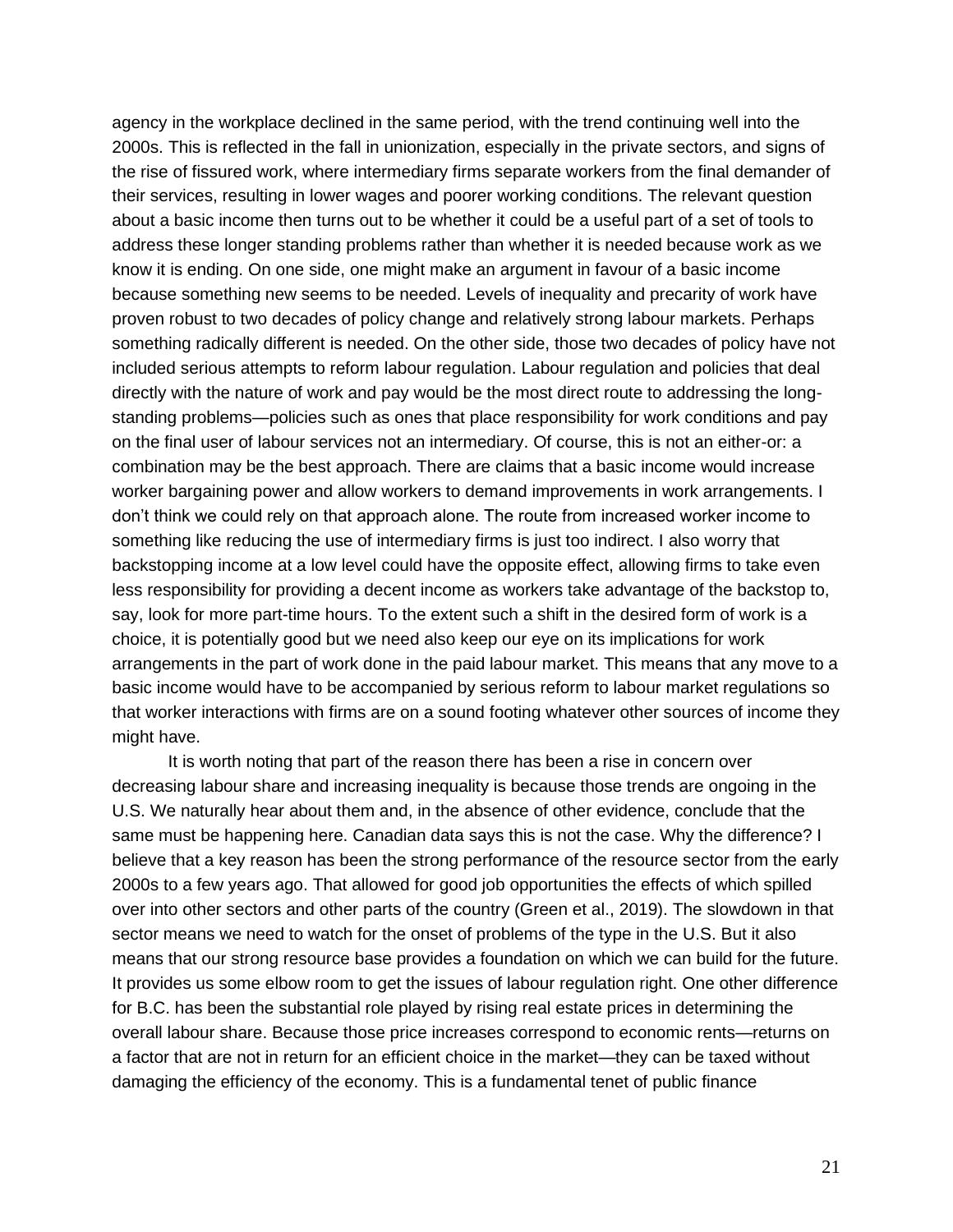agency in the workplace declined in the same period, with the trend continuing well into the 2000s. This is reflected in the fall in unionization, especially in the private sectors, and signs of the rise of fissured work, where intermediary firms separate workers from the final demander of their services, resulting in lower wages and poorer working conditions. The relevant question about a basic income then turns out to be whether it could be a useful part of a set of tools to address these longer standing problems rather than whether it is needed because work as we know it is ending. On one side, one might make an argument in favour of a basic income because something new seems to be needed. Levels of inequality and precarity of work have proven robust to two decades of policy change and relatively strong labour markets. Perhaps something radically different is needed. On the other side, those two decades of policy have not included serious attempts to reform labour regulation. Labour regulation and policies that deal directly with the nature of work and pay would be the most direct route to addressing the long-standing problems—policies such as ones that place responsibility for work conditions and pay on the final user of labour services not an intermediary. Of course, this is not an either-or: a combination may be the best approach. There are claims that a basic income would increase worker bargaining power and allow workers to demand improvements in work arrangements. I don't think we could rely on that approach alone. The route from increased worker income to something like reducing the use of intermediary firms is just too indirect. I also worry that backstopping income at a low level could have the opposite effect, allowing firms to take even less responsibility for providing a decent income as workers take advantage of the backstop to, say, look for more part-time hours. To the extent such a shift in the desired form of work is a choice, it is potentially good but we need also keep our eye on its implications for work arrangements in the part of work done in the paid labour market. This means that any move to a basic income would have to be accompanied by serious reform to labour market regulations so that worker interactions with firms are on a sound footing whatever other sources of income they might have.

It is worth noting that part of the reason there has been a rise in concern over decreasing labour share and increasing inequality is because those trends are ongoing in the U.S. We naturally hear about them and, in the absence of other evidence, conclude that the same must be happening here. Canadian data says this is not the case. Why the difference? I believe that a key reason has been the strong performance of the resource sector from the early 2000s to a few years ago. That allowed for good job opportunities the effects of which spilled over into other sectors and other parts of the country (Green et al., 2019). The slowdown in that sector means we need to watch for the onset of problems of the type in the U.S. But it also means that our strong resource base provides a foundation on which we can build for the future. It provides us some elbow room to get the issues of labour regulation right. One other difference for B.C. has been the substantial role played by rising real estate prices in determining the overall labour share. Because those price increases correspond to economic rents—returns on a factor that are not in return for an efficient choice in the market—they can be taxed without damaging the efficiency of the economy. This is a fundamental tenet of public finance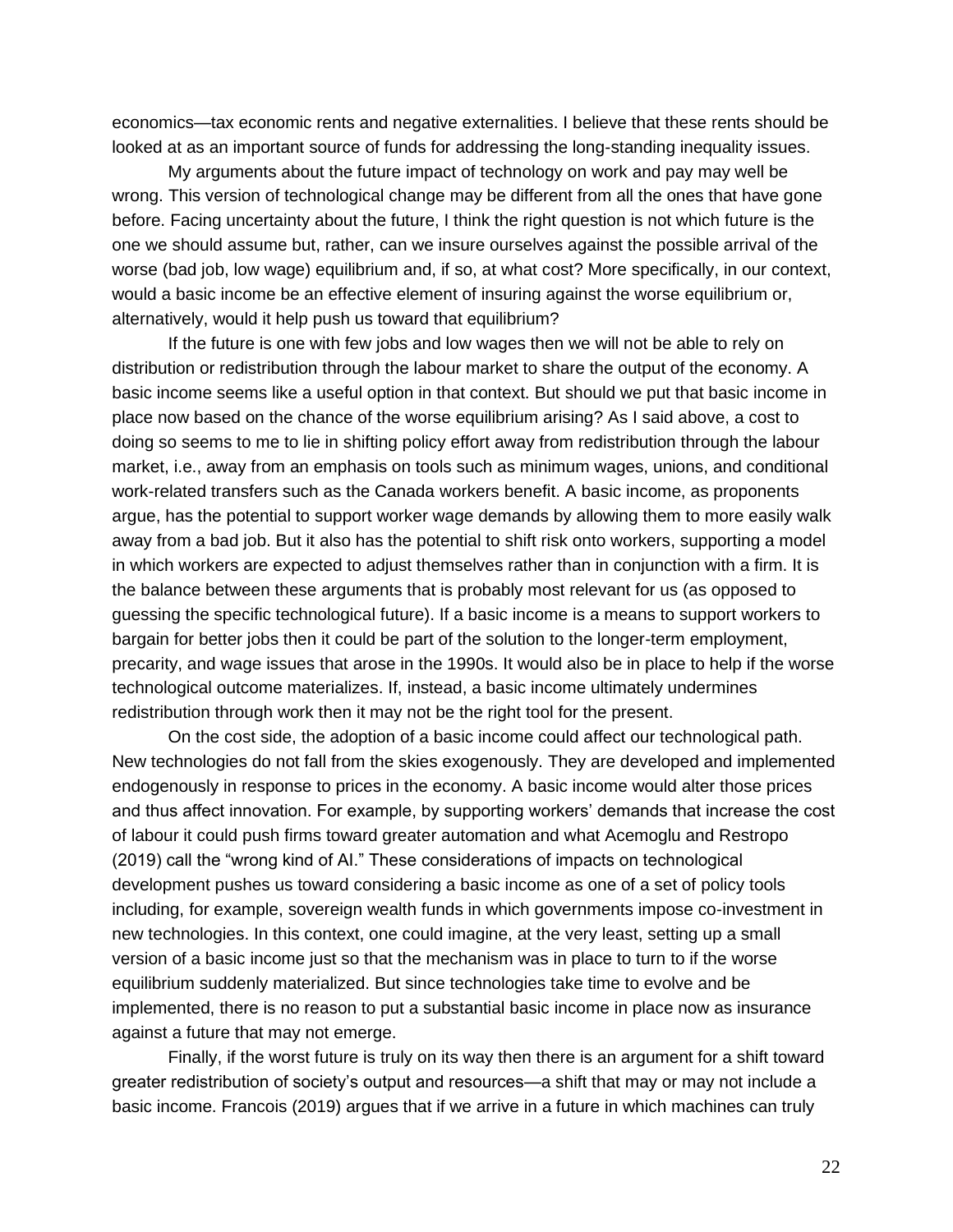economics—tax economic rents and negative externalities. I believe that these rents should be looked at as an important source of funds for addressing the long-standing inequality issues.

My arguments about the future impact of technology on work and pay may well be wrong. This version of technological change may be different from all the ones that have gone before. Facing uncertainty about the future, I think the right question is not which future is the one we should assume but, rather, can we insure ourselves against the possible arrival of the worse (bad job, low wage) equilibrium and, if so, at what cost? More specifically, in our context, would a basic income be an effective element of insuring against the worse equilibrium or, alternatively, would it help push us toward that equilibrium?

If the future is one with few jobs and low wages then we will not be able to rely on distribution or redistribution through the labour market to share the output of the economy. A basic income seems like a useful option in that context. But should we put that basic income in place now based on the chance of the worse equilibrium arising? As I said above, a cost to doing so seems to me to lie in shifting policy effort away from redistribution through the labour market, i.e., away from an emphasis on tools such as minimum wages, unions, and conditional work-related transfers such as the Canada workers benefit. A basic income, as proponents argue, has the potential to support worker wage demands by allowing them to more easily walk away from a bad job. But it also has the potential to shift risk onto workers, supporting a model in which workers are expected to adjust themselves rather than in conjunction with a firm. It is the balance between these arguments that is probably most relevant for us (as opposed to guessing the specific technological future). If a basic income is a means to support workers to bargain for better jobs then it could be part of the solution to the longer-term employment, precarity, and wage issues that arose in the 1990s. It would also be in place to help if the worse technological outcome materializes. If, instead, a basic income ultimately undermines redistribution through work then it may not be the right tool for the present.

On the cost side, the adoption of a basic income could affect our technological path. New technologies do not fall from the skies exogenously. They are developed and implemented endogenously in response to prices in the economy. A basic income would alter those prices and thus affect innovation. For example, by supporting workers' demands that increase the cost of labour it could push firms toward greater automation and what Acemoglu and Restropo (2019) call the "wrong kind of AI." These considerations of impacts on technological development pushes us toward considering a basic income as one of a set of policy tools including, for example, sovereign wealth funds in which governments impose co-investment in new technologies. In this context, one could imagine, at the very least, setting up a small version of a basic income just so that the mechanism was in place to turn to if the worse equilibrium suddenly materialized. But since technologies take time to evolve and be implemented, there is no reason to put a substantial basic income in place now as insurance against a future that may not emerge.

Finally, if the worst future is truly on its way then there is an argument for a shift toward greater redistribution of society's output and resources—a shift that may or may not include a basic income. Francois (2019) argues that if we arrive in a future in which machines can truly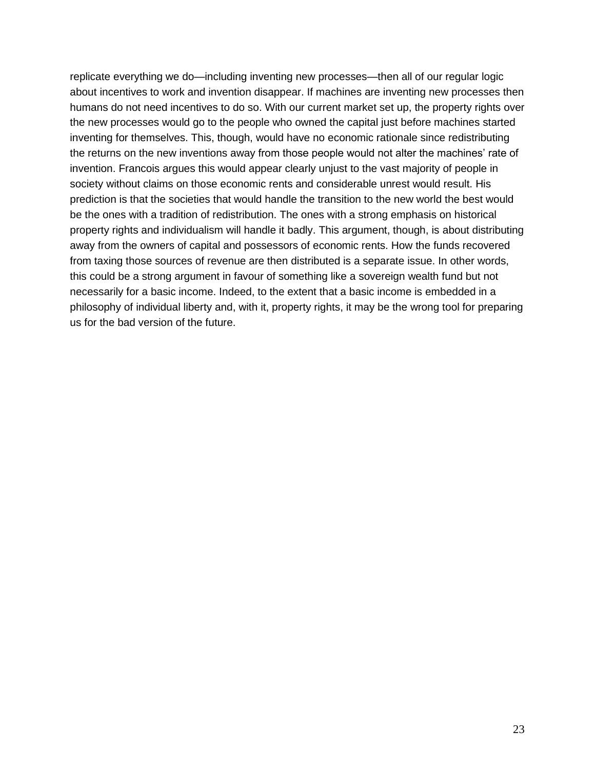replicate everything we do—including inventing new processes—then all of our regular logic about incentives to work and invention disappear. If machines are inventing new processes then humans do not need incentives to do so. With our current market set up, the property rights over the new processes would go to the people who owned the capital just before machines started inventing for themselves. This, though, would have no economic rationale since redistributing the returns on the new inventions away from those people would not alter the machines' rate of invention. Francois argues this would appear clearly unjust to the vast majority of people in society without claims on those economic rents and considerable unrest would result. His prediction is that the societies that would handle the transition to the new world the best would be the ones with a tradition of redistribution. The ones with a strong emphasis on historical property rights and individualism will handle it badly. This argument, though, is about distributing away from the owners of capital and possessors of economic rents. How the funds recovered from taxing those sources of revenue are then distributed is a separate issue. In other words, this could be a strong argument in favour of something like a sovereign wealth fund but not necessarily for a basic income. Indeed, to the extent that a basic income is embedded in a philosophy of individual liberty and, with it, property rights, it may be the wrong tool for preparing us for the bad version of the future.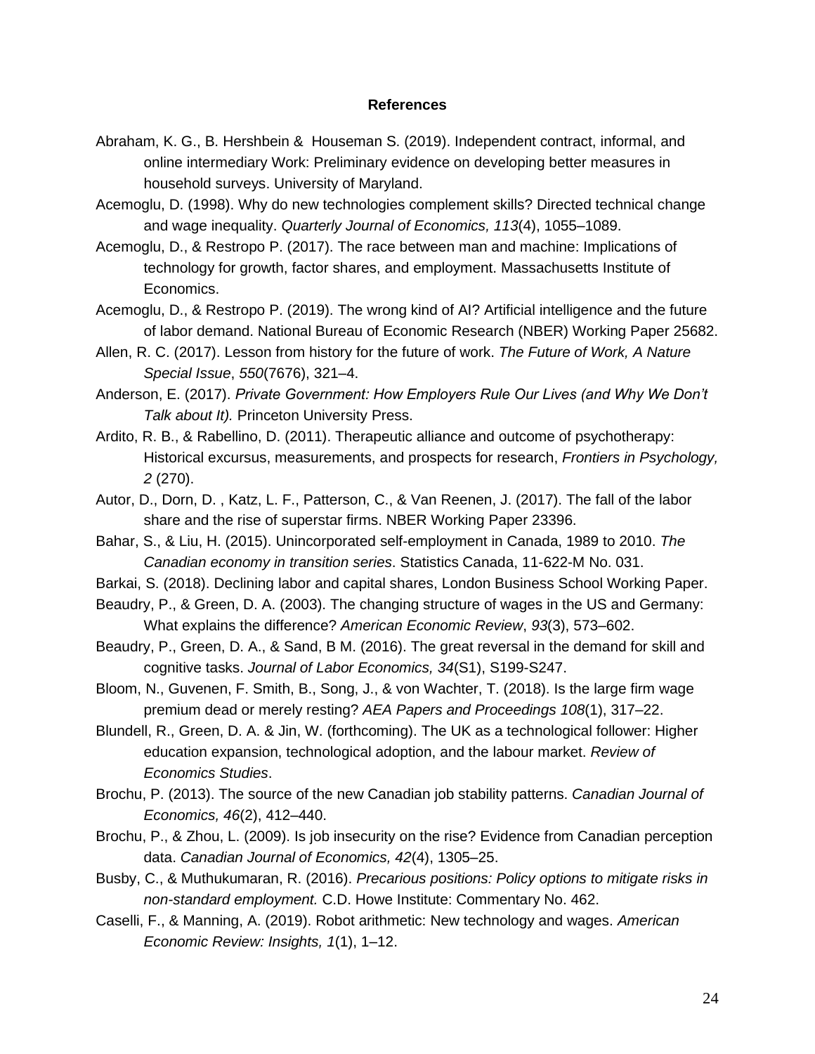**References**

Abraham, K. G., B. Hershbein & Houseman S. (2019). Independent contract, informal, and online intermediary Work: Preliminary evidence on developing better measures in household surveys. University of Maryland.

Acemoglu, D. (1998). Why do new technologies complement skills? Directed technical change and wage inequality. *Quarterly Journal of Economics, 113*(4), 1055–1089.

Acemoglu, D., & Restropo P. (2017). The race between man and machine: Implications of technology for growth, factor shares, and employment. Massachusetts Institute of Economics.

Acemoglu, D., & Restropo P. (2019). The wrong kind of AI? Artificial intelligence and the future of labor demand. National Bureau of Economic Research (NBER) Working Paper 25682.

Allen, R. C. (2017). Lesson from history for the future of work. *The Future of Work, A Nature Special Issue*, *550*(7676), 321–4.

Anderson, E. (2017). *Private Government: How Employers Rule Our Lives (and Why We Don't Talk about It).* Princeton University Press.

Ardito, R. B., & Rabellino, D. (2011). Therapeutic alliance and outcome of psychotherapy: Historical excursus, measurements, and prospects for research, *Frontiers in Psychology, 2* (270).

Autor, D., Dorn, D. , Katz, L. F., Patterson, C., & Van Reenen, J. (2017). The fall of the labor share and the rise of superstar firms. NBER Working Paper 23396.

Bahar, S., & Liu, H. (2015). Unincorporated self-employment in Canada, 1989 to 2010. *The Canadian economy in transition series*. Statistics Canada, 11-622-M No. 031.

Barkai, S. (2018). Declining labor and capital shares, London Business School Working Paper.

Beaudry, P., & Green, D. A. (2003). The changing structure of wages in the US and Germany: What explains the difference? *American Economic Review*, *93*(3), 573–602.

Beaudry, P., Green, D. A., & Sand, B M. (2016). The great reversal in the demand for skill and cognitive tasks. *Journal of Labor Economics, 34*(S1), S199-S247.

Bloom, N., Guvenen, F. Smith, B., Song, J., & von Wachter, T. (2018). Is the large firm wage premium dead or merely resting? *AEA Papers and Proceedings 108*(1), 317–22.

Blundell, R., Green, D. A. & Jin, W. (forthcoming). The UK as a technological follower: Higher education expansion, technological adoption, and the labour market. *Review of Economics Studies*.

Brochu, P. (2013). The source of the new Canadian job stability patterns. *Canadian Journal of Economics, 46*(2), 412–440.

Brochu, P., & Zhou, L. (2009). Is job insecurity on the rise? Evidence from Canadian perception data. *Canadian Journal of Economics, 42*(4), 1305–25.

Busby, C., & Muthukumaran, R. (2016). *Precarious positions: Policy options to mitigate risks in non-standard employment.* C.D. Howe Institute: Commentary No. 462.

Caselli, F., & Manning, A. (2019). Robot arithmetic: New technology and wages. *American Economic Review: Insights, 1*(1), 1–12.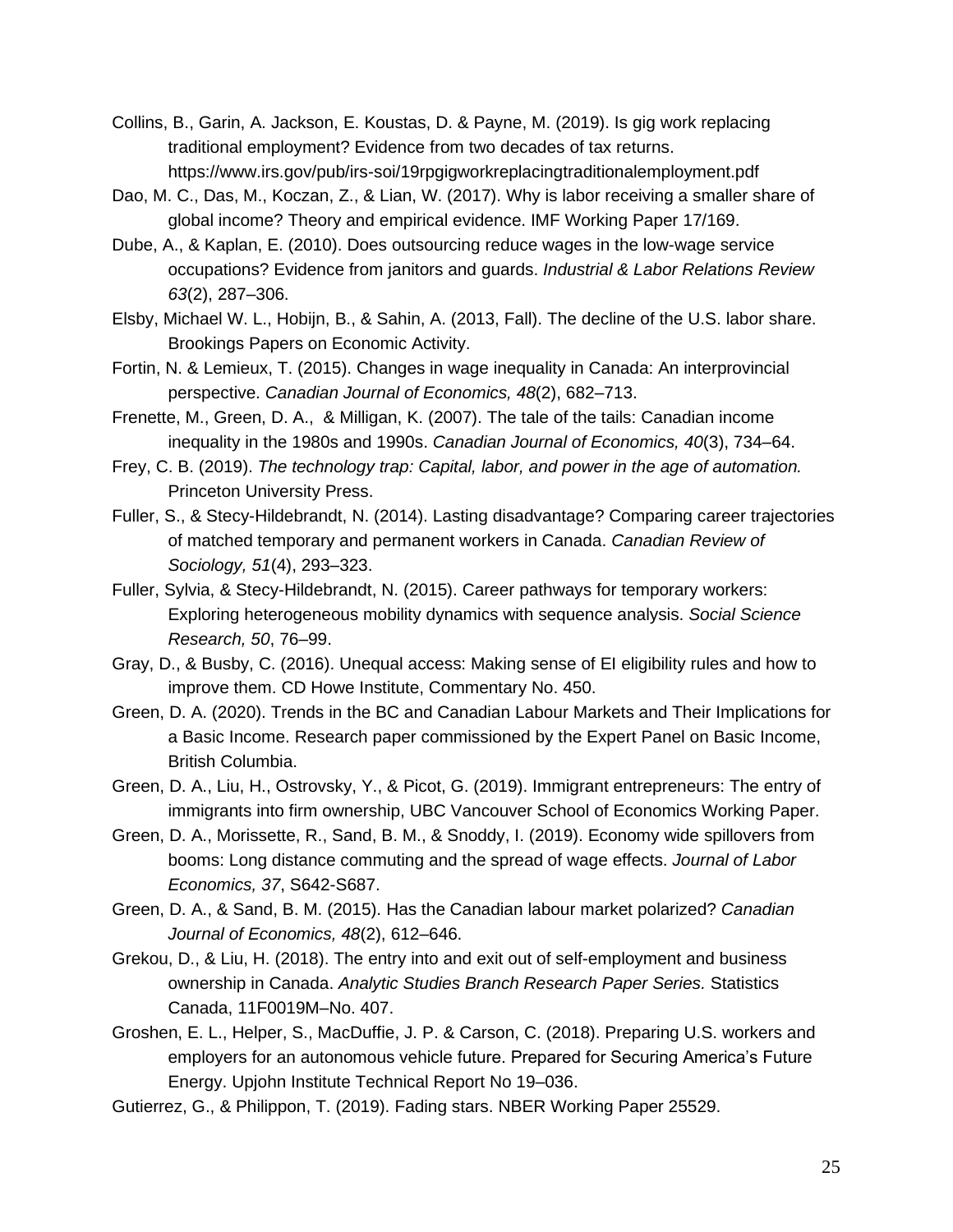Collins, B., Garin, A. Jackson, E. Koustas, D. & Payne, M. (2019). Is gig work replacing traditional employment? Evidence from two decades of tax returns. https://www.irs.gov/pub/irs-soi/19rpgigworkreplacingtraditionalemployment.pdf

Dao, M. C., Das, M., Koczan, Z., & Lian, W. (2017). Why is labor receiving a smaller share of global income? Theory and empirical evidence. IMF Working Paper 17/169.

Dube, A., & Kaplan, E. (2010). Does outsourcing reduce wages in the low-wage service occupations? Evidence from janitors and guards. *Industrial & Labor Relations Review 63*(2), 287–306.

Elsby, Michael W. L., Hobijn, B., & Sahin, A. (2013, Fall). The decline of the U.S. labor share. Brookings Papers on Economic Activity.

Fortin, N. & Lemieux, T. (2015). Changes in wage inequality in Canada: An interprovincial perspective. *Canadian Journal of Economics, 48*(2), 682–713.

Frenette, M., Green, D. A., & Milligan, K. (2007). The tale of the tails: Canadian income inequality in the 1980s and 1990s. *Canadian Journal of Economics, 40*(3), 734–64.

Frey, C. B. (2019). *The technology trap: Capital, labor, and power in the age of automation.* Princeton University Press.

Fuller, S., & Stecy-Hildebrandt, N. (2014). Lasting disadvantage? Comparing career trajectories of matched temporary and permanent workers in Canada. *Canadian Review of Sociology, 51*(4), 293–323.

Fuller, Sylvia, & Stecy-Hildebrandt, N. (2015). Career pathways for temporary workers: Exploring heterogeneous mobility dynamics with sequence analysis. *Social Science Research, 50*, 76–99.

Gray, D., & Busby, C. (2016). Unequal access: Making sense of EI eligibility rules and how to improve them. CD Howe Institute, Commentary No. 450.

Green, D. A. (2020). Trends in the BC and Canadian Labour Markets and Their Implications for a Basic Income. Research paper commissioned by the Expert Panel on Basic Income, British Columbia.

Green, D. A., Liu, H., Ostrovsky, Y., & Picot, G. (2019). Immigrant entrepreneurs: The entry of immigrants into firm ownership, UBC Vancouver School of Economics Working Paper.

Green, D. A., Morissette, R., Sand, B. M., & Snoddy, I. (2019). Economy wide spillovers from booms: Long distance commuting and the spread of wage effects. *Journal of Labor Economics, 37*, S642-S687.

Green, D. A., & Sand, B. M. (2015). Has the Canadian labour market polarized? *Canadian Journal of Economics, 48*(2), 612–646.

Grekou, D., & Liu, H. (2018). The entry into and exit out of self-employment and business ownership in Canada. *Analytic Studies Branch Research Paper Series.* Statistics Canada, 11F0019M–No. 407.

Groshen, E. L., Helper, S., MacDuffie, J. P. & Carson, C. (2018). Preparing U.S. workers and employers for an autonomous vehicle future. Prepared for Securing America's Future Energy. Upjohn Institute Technical Report No 19–036.

Gutierrez, G., & Philippon, T. (2019). Fading stars. NBER Working Paper 25529.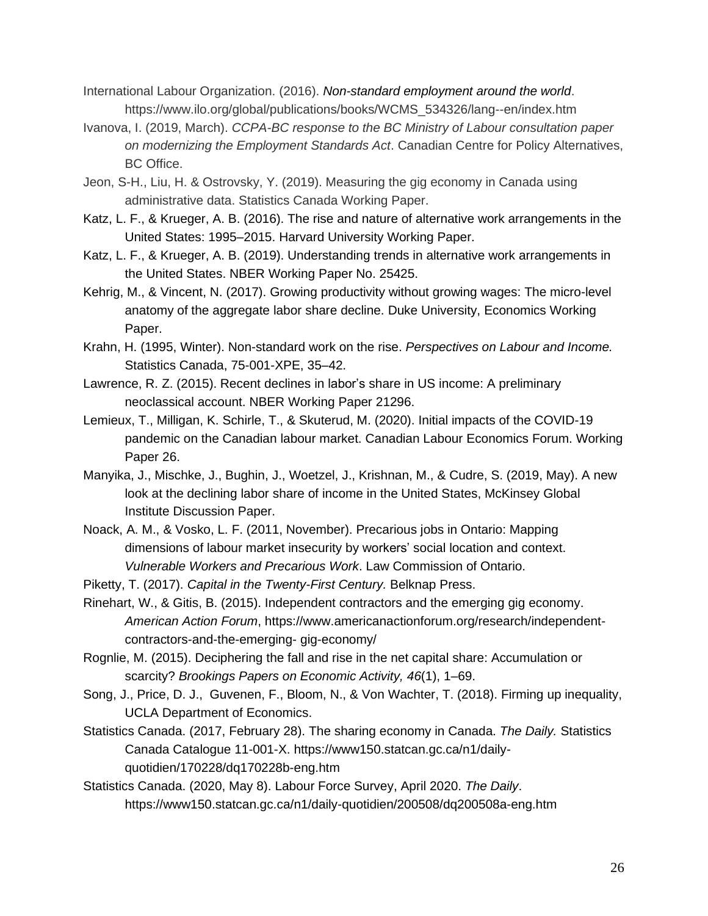International Labour Organization. (2016). *Non-standard employment around the world*. https://www.ilo.org/global/publications/books/WCMS_534326/lang--en/index.htm

Ivanova, I. (2019, March). *CCPA-BC response to the BC Ministry of Labour consultation paper on modernizing the Employment Standards Act*. Canadian Centre for Policy Alternatives, BC Office.

Jeon, S-H., Liu, H. & Ostrovsky, Y. (2019). Measuring the gig economy in Canada using administrative data. Statistics Canada Working Paper.

Katz, L. F., & Krueger, A. B. (2016). The rise and nature of alternative work arrangements in the United States: 1995–2015. Harvard University Working Paper.

Katz, L. F., & Krueger, A. B. (2019). Understanding trends in alternative work arrangements in the United States. NBER Working Paper No. 25425.

Kehrig, M., & Vincent, N. (2017). Growing productivity without growing wages: The micro-level anatomy of the aggregate labor share decline. Duke University, Economics Working Paper.

Krahn, H. (1995, Winter). Non-standard work on the rise. *Perspectives on Labour and Income.* Statistics Canada, 75-001-XPE, 35–42.

Lawrence, R. Z. (2015). Recent declines in labor's share in US income: A preliminary neoclassical account. NBER Working Paper 21296.

Lemieux, T., Milligan, K. Schirle, T., & Skuterud, M. (2020). Initial impacts of the COVID-19 pandemic on the Canadian labour market. Canadian Labour Economics Forum. Working Paper 26.

Manyika, J., Mischke, J., Bughin, J., Woetzel, J., Krishnan, M., & Cudre, S. (2019, May). A new look at the declining labor share of income in the United States, McKinsey Global Institute Discussion Paper.

Noack, A. M., & Vosko, L. F. (2011, November). Precarious jobs in Ontario: Mapping dimensions of labour market insecurity by workers' social location and context. *Vulnerable Workers and Precarious Work*. Law Commission of Ontario.

Piketty, T. (2017). *Capital in the Twenty-First Century.* Belknap Press.

Rinehart, W., & Gitis, B. (2015). Independent contractors and the emerging gig economy. *American Action Forum*, https://www.americanactionforum.org/research/independent-contractors-and-the-emerging- gig-economy/

Rognlie, M. (2015). Deciphering the fall and rise in the net capital share: Accumulation or scarcity? *Brookings Papers on Economic Activity, 46*(1), 1–69.

Song, J., Price, D. J., Guvenen, F., Bloom, N., & Von Wachter, T. (2018). Firming up inequality, UCLA Department of Economics.

Statistics Canada. (2017, February 28). The sharing economy in Canada. *The Daily.* Statistics Canada Catalogue 11-001-X. https://www150.statcan.gc.ca/n1/daily-quotidien/170228/dq170228b-eng.htm

Statistics Canada. (2020, May 8). Labour Force Survey, April 2020. *The Daily*. https://www150.statcan.gc.ca/n1/daily-quotidien/200508/dq200508a-eng.htm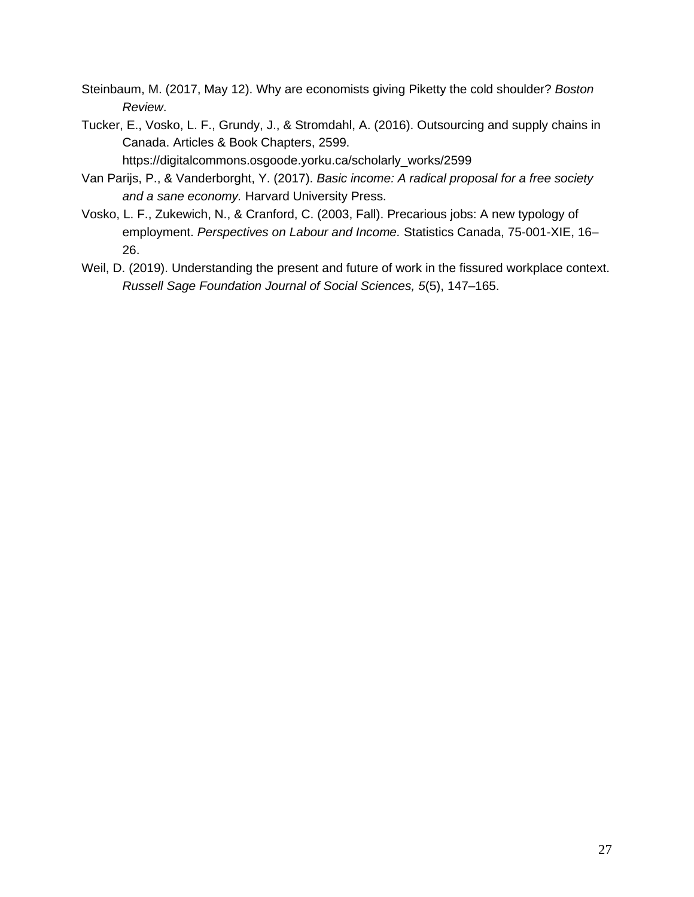Steinbaum, M. (2017, May 12). Why are economists giving Piketty the cold shoulder? *Boston Review*.

Tucker, E., Vosko, L. F., Grundy, J., & Stromdahl, A. (2016). Outsourcing and supply chains in Canada. Articles & Book Chapters, 2599. https://digitalcommons.osgoode.yorku.ca/scholarly_works/2599

Van Parijs, P., & Vanderborght, Y. (2017). *Basic income: A radical proposal for a free society and a sane economy.* Harvard University Press.

Vosko, L. F., Zukewich, N., & Cranford, C. (2003, Fall). Precarious jobs: A new typology of employment. *Perspectives on Labour and Income.* Statistics Canada, 75-001-XIE, 16–26.

Weil, D. (2019). Understanding the present and future of work in the fissured workplace context. *Russell Sage Foundation Journal of Social Sciences, 5*(5), 147–165.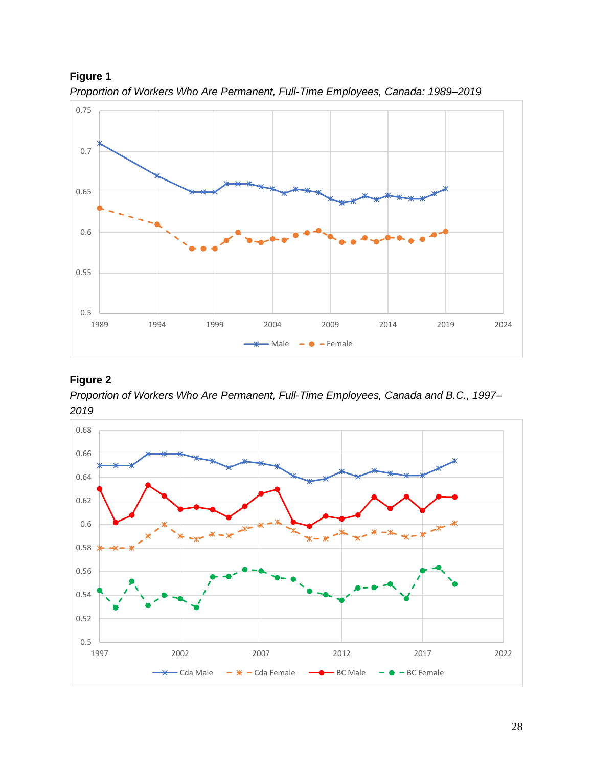**Figure 1**

*Proportion of Workers Who Are Permanent, Full-Time Employees, Canada: 1989–2019*

**Figure 2**

*Proportion of Workers Who Are Permanent, Full-Time Employees, Canada and B.C., 1997–2019*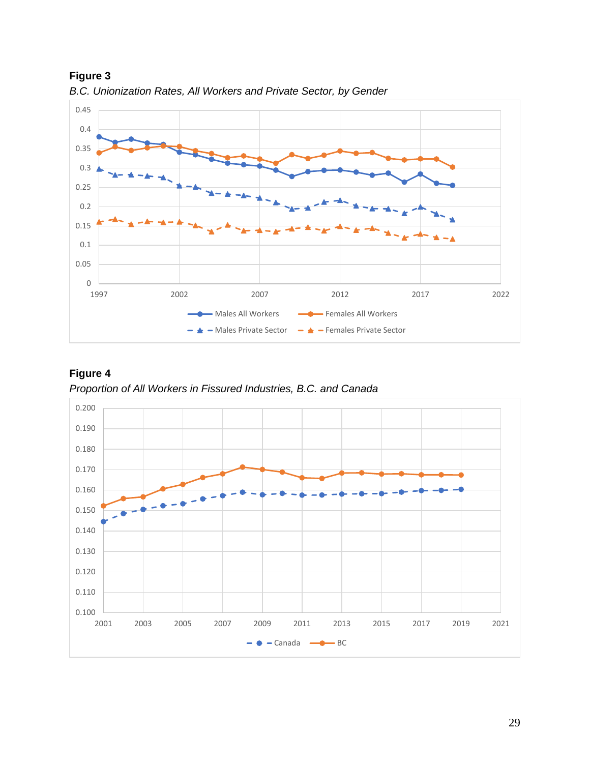**Figure 3**

*B.C. Unionization Rates, All Workers and Private Sector, by Gender*

**Figure 4**

*Proportion of All Workers in Fissured Industries, B.C. and Canada*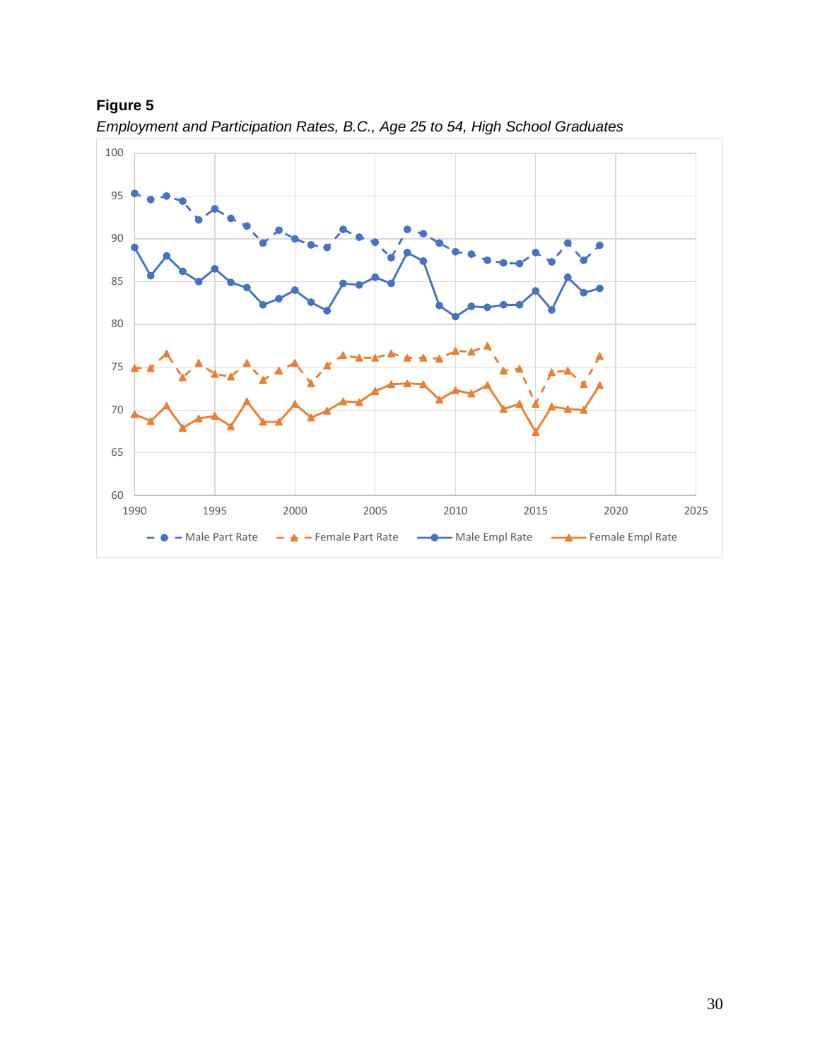**Figure 5**

*Employment and Participation Rates, B.C., Age 25 to 54, High School Graduates*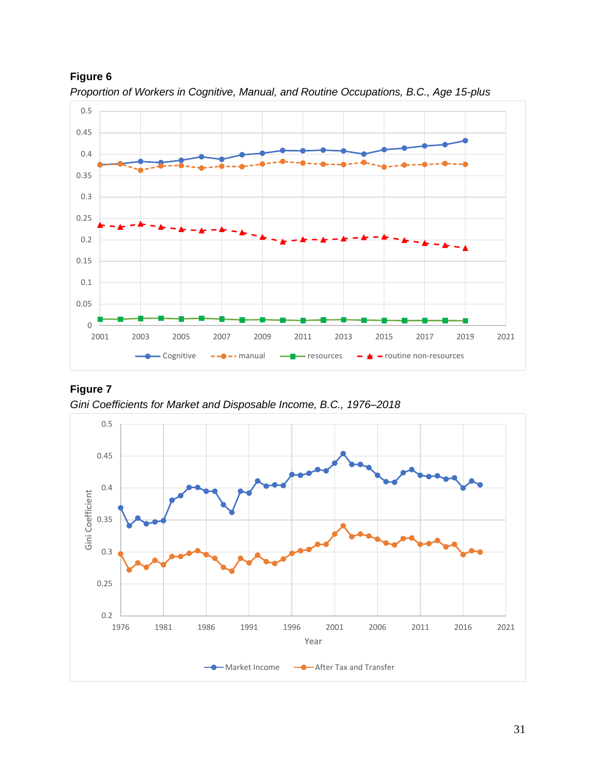**Figure 6**

*Proportion of Workers in Cognitive, Manual, and Routine Occupations, B.C., Age 15-plus*

**Figure 7**

*Gini Coefficients for Market and Disposable Income, B.C., 1976–2018*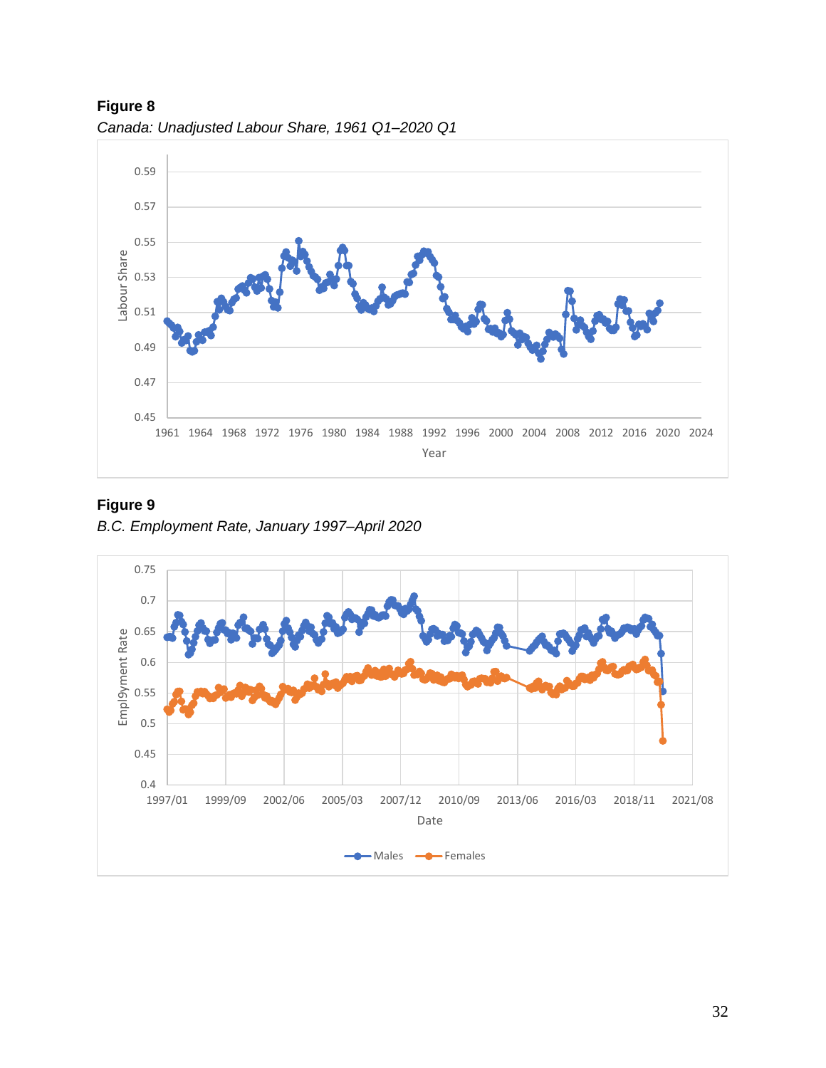**Figure 8**

*Canada: Unadjusted Labour Share, 1961 Q1–2020 Q1*

Labour Share

0.59
0.57
0.55
0.53
0.51
0.49
0.47
0.45

1961 1964 1968 1972 1976 1980 1984 1988 1992 1996 2000 2004 2008 2012 2016 2020 2024

Year

**Figure 9**

*B.C. Employment Rate, January 1997–April 2020*

Empl9yment Rate

0.75
0.7
0.65
0.6
0.55
0.5
0.45
0.4

1997/01 1999/09 2002/06 2005/03 2007/12 2010/09 2013/06 2016/03 2018/11 2021/08

Date

Males Females